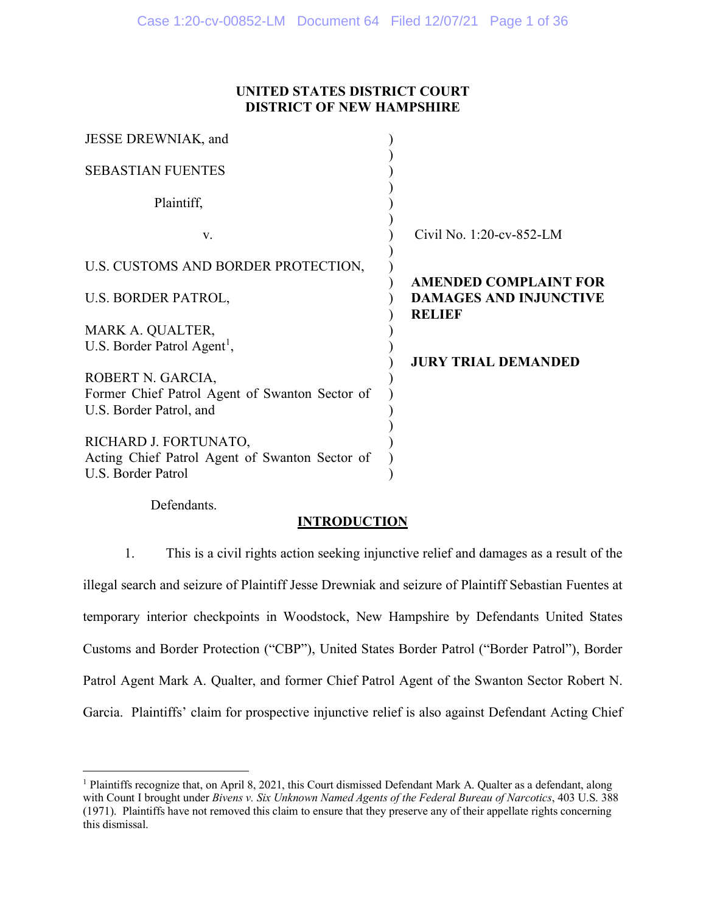**UNITED STATES DISTRICT COURT**
**DISTRICT OF NEW HAMPSHIRE**

| | |
|---|---|
| JESSE DREWNIAK, and<br><br>SEBASTIAN FUENTES<br><br>Plaintiff,<br><br>v.<br><br>U.S. CUSTOMS AND BORDER PROTECTION,<br><br>U.S. BORDER PATROL,<br><br>MARK A. QUALTER,<br>U.S. Border Patrol Agent[1],<br><br>ROBERT N. GARCIA,<br>Former Chief Patrol Agent of Swanton Sector of U.S. Border Patrol, and<br><br>RICHARD J. FORTUNATO,<br>Acting Chief Patrol Agent of Swanton Sector of U.S. Border Patrol<br><br>Defendants. | Civil No. 1:20-cv-852-LM<br><br>**AMENDED COMPLAINT FOR DAMAGES AND INJUNCTIVE RELIEF**<br><br>**JURY TRIAL DEMANDED** |

## INTRODUCTION

1. This is a civil rights action seeking injunctive relief and damages as a result of the illegal search and seizure of Plaintiff Jesse Drewniak and seizure of Plaintiff Sebastian Fuentes at temporary interior checkpoints in Woodstock, New Hampshire by Defendants United States Customs and Border Protection ("CBP"), United States Border Patrol ("Border Patrol"), Border Patrol Agent Mark A. Qualter, and former Chief Patrol Agent of the Swanton Sector Robert N. Garcia. Plaintiffs' claim for prospective injunctive relief is also against Defendant Acting Chief

---

[1] Plaintiffs recognize that, on April 8, 2021, this Court dismissed Defendant Mark A. Qualter as a defendant, along with Count I brought under *Bivens v. Six Unknown Named Agents of the Federal Bureau of Narcotics*, 403 U.S. 388 (1971). Plaintiffs have not removed this claim to ensure that they preserve any of their appellate rights concerning this dismissal.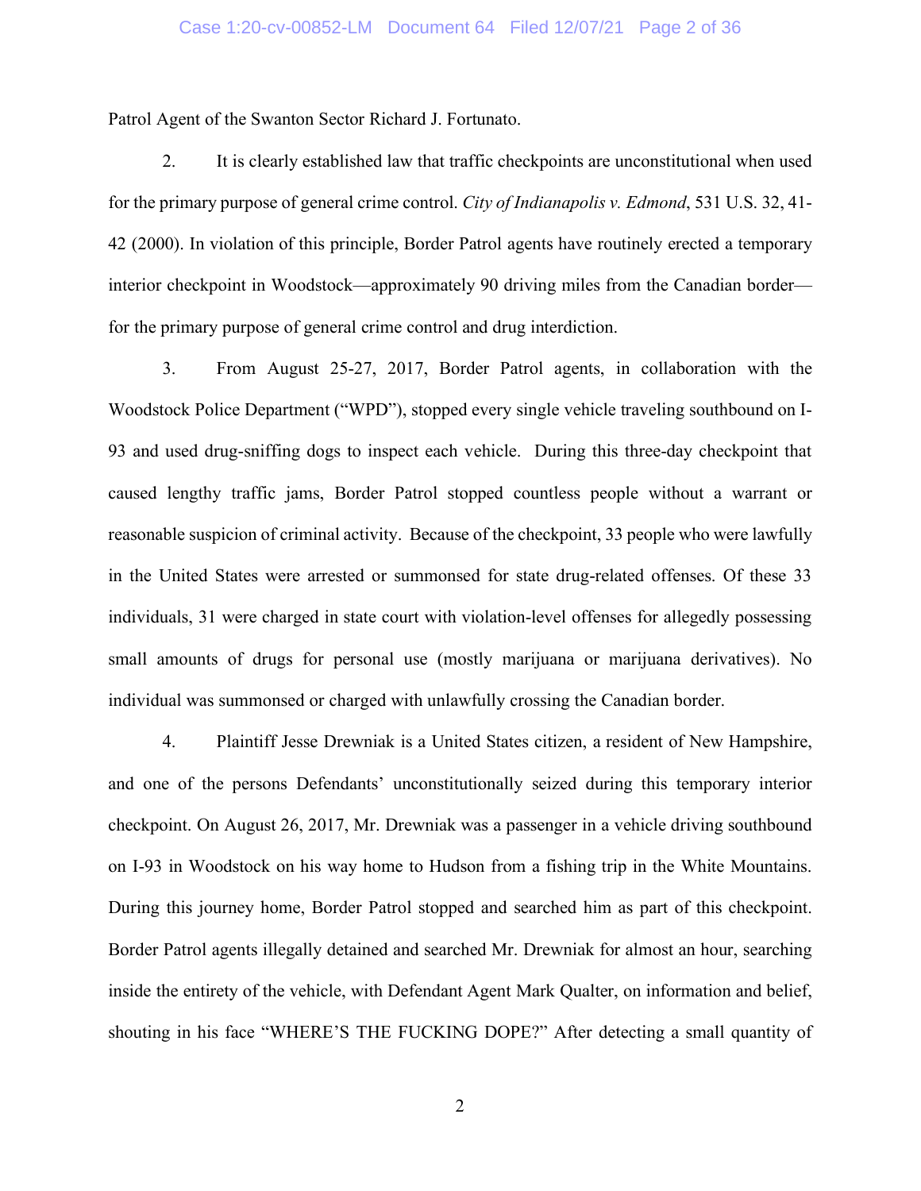Patrol Agent of the Swanton Sector Richard J. Fortunato.

2. It is clearly established law that traffic checkpoints are unconstitutional when used for the primary purpose of general crime control. *City of Indianapolis v. Edmond*, 531 U.S. 32, 41-42 (2000). In violation of this principle, Border Patrol agents have routinely erected a temporary interior checkpoint in Woodstock—approximately 90 driving miles from the Canadian border—for the primary purpose of general crime control and drug interdiction.

3. From August 25-27, 2017, Border Patrol agents, in collaboration with the Woodstock Police Department ("WPD"), stopped every single vehicle traveling southbound on I-93 and used drug-sniffing dogs to inspect each vehicle. During this three-day checkpoint that caused lengthy traffic jams, Border Patrol stopped countless people without a warrant or reasonable suspicion of criminal activity. Because of the checkpoint, 33 people who were lawfully in the United States were arrested or summonsed for state drug-related offenses. Of these 33 individuals, 31 were charged in state court with violation-level offenses for allegedly possessing small amounts of drugs for personal use (mostly marijuana or marijuana derivatives). No individual was summonsed or charged with unlawfully crossing the Canadian border.

4. Plaintiff Jesse Drewniak is a United States citizen, a resident of New Hampshire, and one of the persons Defendants' unconstitutionally seized during this temporary interior checkpoint. On August 26, 2017, Mr. Drewniak was a passenger in a vehicle driving southbound on I-93 in Woodstock on his way home to Hudson from a fishing trip in the White Mountains. During this journey home, Border Patrol stopped and searched him as part of this checkpoint. Border Patrol agents illegally detained and searched Mr. Drewniak for almost an hour, searching inside the entirety of the vehicle, with Defendant Agent Mark Qualter, on information and belief, shouting in his face "WHERE'S THE FUCKING DOPE?" After detecting a small quantity of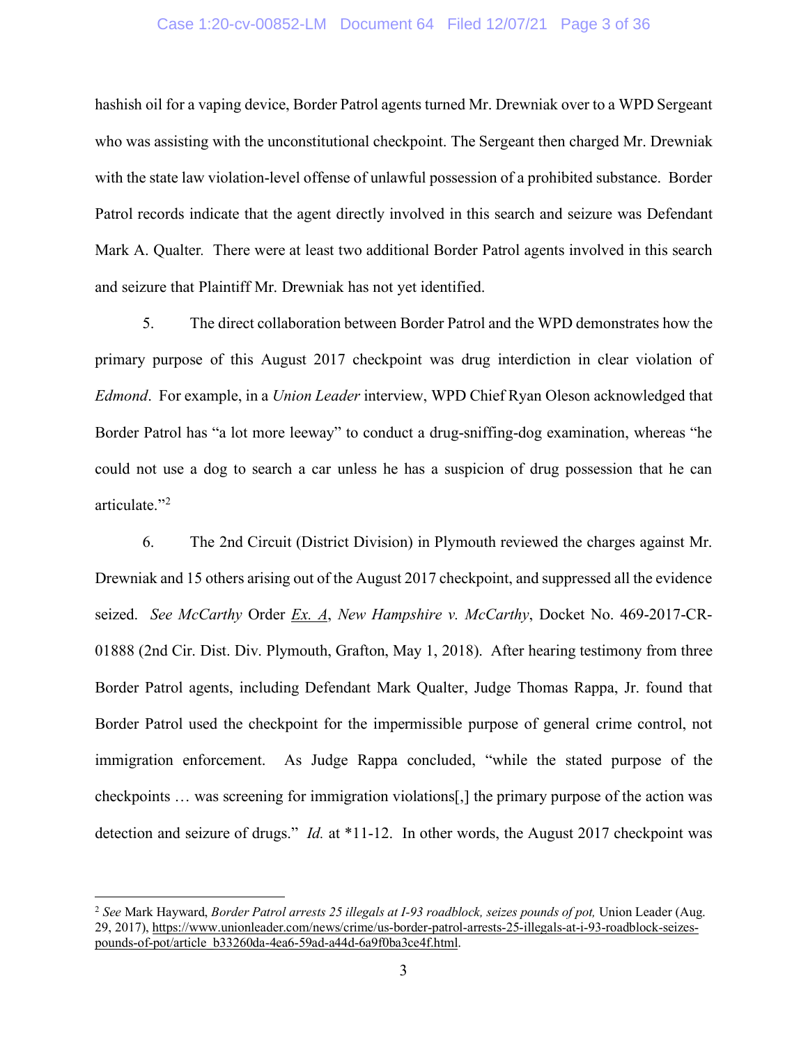hashish oil for a vaping device, Border Patrol agents turned Mr. Drewniak over to a WPD Sergeant who was assisting with the unconstitutional checkpoint. The Sergeant then charged Mr. Drewniak with the state law violation-level offense of unlawful possession of a prohibited substance. Border Patrol records indicate that the agent directly involved in this search and seizure was Defendant Mark A. Qualter. There were at least two additional Border Patrol agents involved in this search and seizure that Plaintiff Mr. Drewniak has not yet identified.

5. The direct collaboration between Border Patrol and the WPD demonstrates how the primary purpose of this August 2017 checkpoint was drug interdiction in clear violation of *Edmond*. For example, in a *Union Leader* interview, WPD Chief Ryan Oleson acknowledged that Border Patrol has "a lot more leeway" to conduct a drug-sniffing-dog examination, whereas "he could not use a dog to search a car unless he has a suspicion of drug possession that he can articulate."[2]

6. The 2nd Circuit (District Division) in Plymouth reviewed the charges against Mr. Drewniak and 15 others arising out of the August 2017 checkpoint, and suppressed all the evidence seized. *See McCarthy* Order Ex. A, *New Hampshire v. McCarthy*, Docket No. 469-2017-CR-01888 (2nd Cir. Dist. Div. Plymouth, Grafton, May 1, 2018). After hearing testimony from three Border Patrol agents, including Defendant Mark Qualter, Judge Thomas Rappa, Jr. found that Border Patrol used the checkpoint for the impermissible purpose of general crime control, not immigration enforcement. As Judge Rappa concluded, "while the stated purpose of the checkpoints … was screening for immigration violations[,] the primary purpose of the action was detection and seizure of drugs." *Id.* at *11-12. In other words, the August 2017 checkpoint was

[2] *See* Mark Hayward, *Border Patrol arrests 25 illegals at I-93 roadblock, seizes pounds of pot,* Union Leader (Aug. 29, 2017), https://www.unionleader.com/news/crime/us-border-patrol-arrests-25-illegals-at-i-93-roadblock-seizes-pounds-of-pot/article_b33260da-4ea6-59ad-a44d-6a9f0ba3ce4f.html.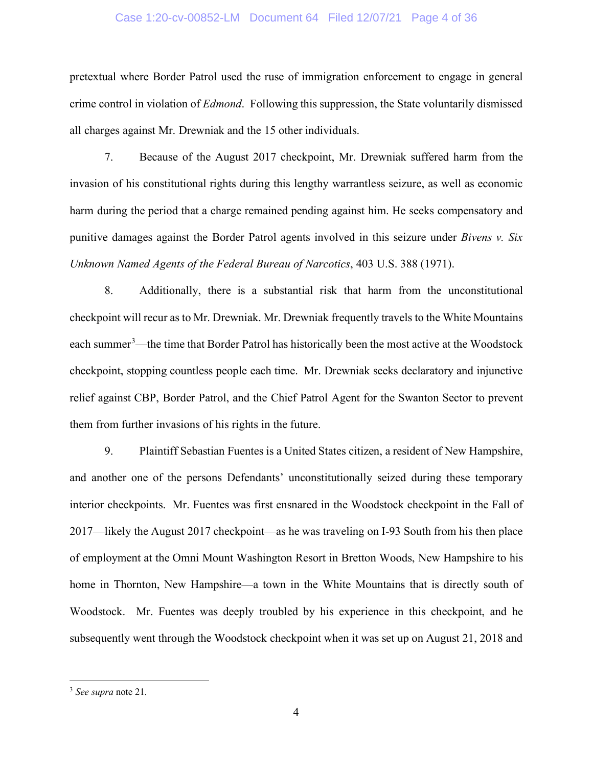pretextual where Border Patrol used the ruse of immigration enforcement to engage in general crime control in violation of *Edmond*. Following this suppression, the State voluntarily dismissed all charges against Mr. Drewniak and the 15 other individuals.

7. Because of the August 2017 checkpoint, Mr. Drewniak suffered harm from the invasion of his constitutional rights during this lengthy warrantless seizure, as well as economic harm during the period that a charge remained pending against him. He seeks compensatory and punitive damages against the Border Patrol agents involved in this seizure under *Bivens v. Six Unknown Named Agents of the Federal Bureau of Narcotics*, 403 U.S. 388 (1971).

8. Additionally, there is a substantial risk that harm from the unconstitutional checkpoint will recur as to Mr. Drewniak. Mr. Drewniak frequently travels to the White Mountains each summer[3]—the time that Border Patrol has historically been the most active at the Woodstock checkpoint, stopping countless people each time. Mr. Drewniak seeks declaratory and injunctive relief against CBP, Border Patrol, and the Chief Patrol Agent for the Swanton Sector to prevent them from further invasions of his rights in the future.

9. Plaintiff Sebastian Fuentes is a United States citizen, a resident of New Hampshire, and another one of the persons Defendants' unconstitutionally seized during these temporary interior checkpoints. Mr. Fuentes was first ensnared in the Woodstock checkpoint in the Fall of 2017—likely the August 2017 checkpoint—as he was traveling on I-93 South from his then place of employment at the Omni Mount Washington Resort in Bretton Woods, New Hampshire to his home in Thornton, New Hampshire—a town in the White Mountains that is directly south of Woodstock. Mr. Fuentes was deeply troubled by his experience in this checkpoint, and he subsequently went through the Woodstock checkpoint when it was set up on August 21, 2018 and

[3] *See supra* note 21.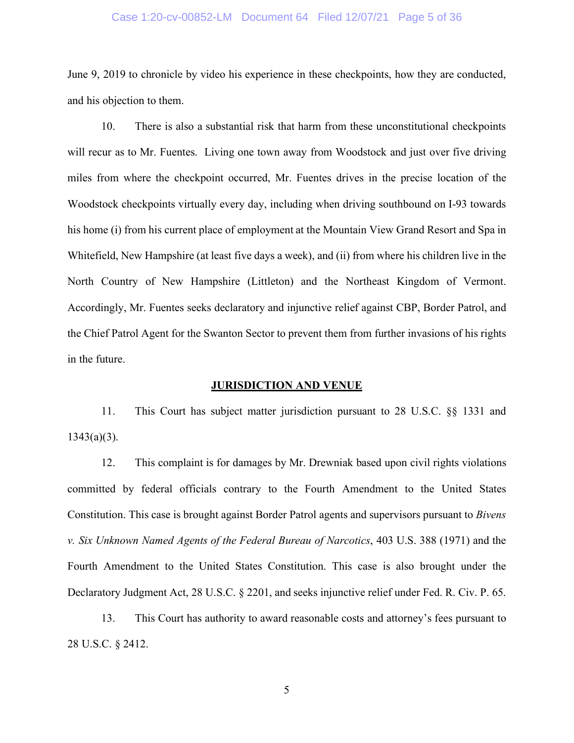June 9, 2019 to chronicle by video his experience in these checkpoints, how they are conducted, and his objection to them.

10. There is also a substantial risk that harm from these unconstitutional checkpoints will recur as to Mr. Fuentes. Living one town away from Woodstock and just over five driving miles from where the checkpoint occurred, Mr. Fuentes drives in the precise location of the Woodstock checkpoints virtually every day, including when driving southbound on I-93 towards his home (i) from his current place of employment at the Mountain View Grand Resort and Spa in Whitefield, New Hampshire (at least five days a week), and (ii) from where his children live in the North Country of New Hampshire (Littleton) and the Northeast Kingdom of Vermont. Accordingly, Mr. Fuentes seeks declaratory and injunctive relief against CBP, Border Patrol, and the Chief Patrol Agent for the Swanton Sector to prevent them from further invasions of his rights in the future.

## JURISDICTION AND VENUE

11. This Court has subject matter jurisdiction pursuant to 28 U.S.C. §§ 1331 and 1343(a)(3).

12. This complaint is for damages by Mr. Drewniak based upon civil rights violations committed by federal officials contrary to the Fourth Amendment to the United States Constitution. This case is brought against Border Patrol agents and supervisors pursuant to *Bivens v. Six Unknown Named Agents of the Federal Bureau of Narcotics*, 403 U.S. 388 (1971) and the Fourth Amendment to the United States Constitution. This case is also brought under the Declaratory Judgment Act, 28 U.S.C. § 2201, and seeks injunctive relief under Fed. R. Civ. P. 65.

13. This Court has authority to award reasonable costs and attorney's fees pursuant to 28 U.S.C. § 2412.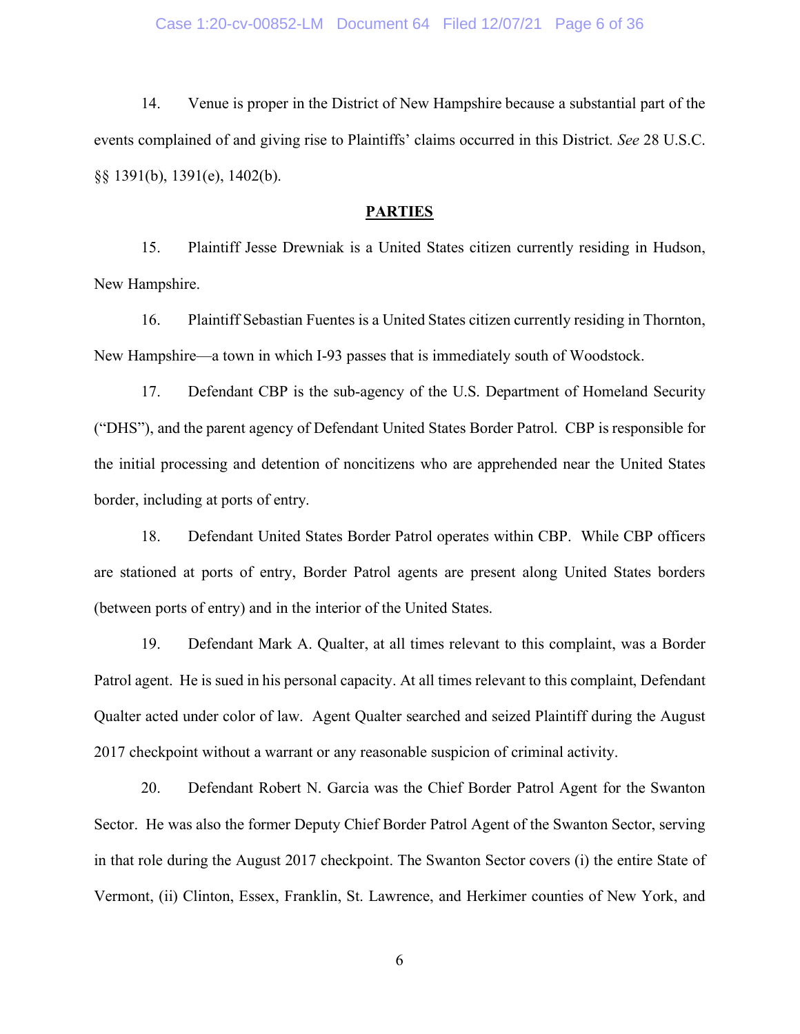14. Venue is proper in the District of New Hampshire because a substantial part of the events complained of and giving rise to Plaintiffs' claims occurred in this District. *See* 28 U.S.C. §§ 1391(b), 1391(e), 1402(b).

## PARTIES

15. Plaintiff Jesse Drewniak is a United States citizen currently residing in Hudson, New Hampshire.

16. Plaintiff Sebastian Fuentes is a United States citizen currently residing in Thornton, New Hampshire—a town in which I-93 passes that is immediately south of Woodstock.

17. Defendant CBP is the sub-agency of the U.S. Department of Homeland Security ("DHS"), and the parent agency of Defendant United States Border Patrol. CBP is responsible for the initial processing and detention of noncitizens who are apprehended near the United States border, including at ports of entry.

18. Defendant United States Border Patrol operates within CBP. While CBP officers are stationed at ports of entry, Border Patrol agents are present along United States borders (between ports of entry) and in the interior of the United States.

19. Defendant Mark A. Qualter, at all times relevant to this complaint, was a Border Patrol agent. He is sued in his personal capacity. At all times relevant to this complaint, Defendant Qualter acted under color of law. Agent Qualter searched and seized Plaintiff during the August 2017 checkpoint without a warrant or any reasonable suspicion of criminal activity.

20. Defendant Robert N. Garcia was the Chief Border Patrol Agent for the Swanton Sector. He was also the former Deputy Chief Border Patrol Agent of the Swanton Sector, serving in that role during the August 2017 checkpoint. The Swanton Sector covers (i) the entire State of Vermont, (ii) Clinton, Essex, Franklin, St. Lawrence, and Herkimer counties of New York, and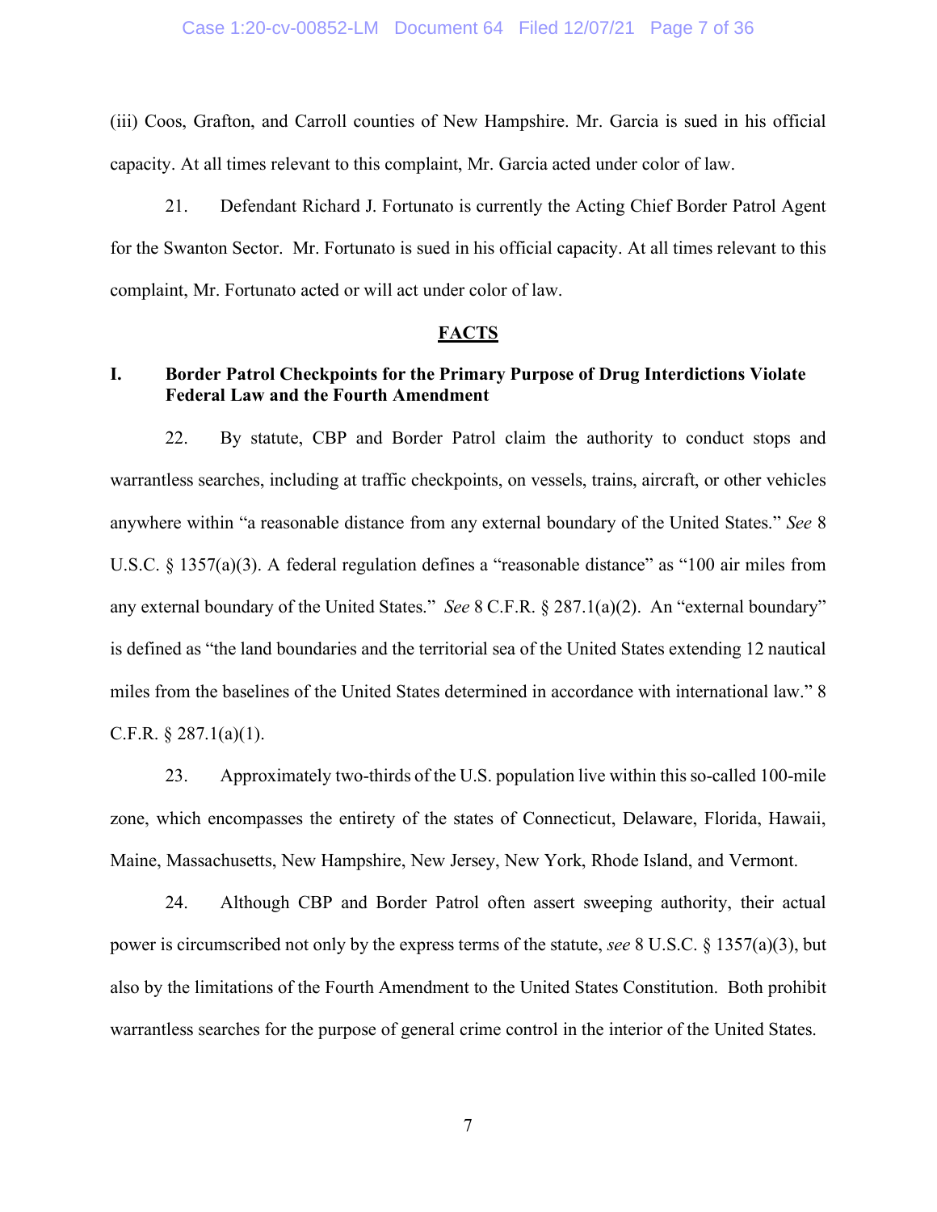(iii) Coos, Grafton, and Carroll counties of New Hampshire. Mr. Garcia is sued in his official capacity. At all times relevant to this complaint, Mr. Garcia acted under color of law.

21. Defendant Richard J. Fortunato is currently the Acting Chief Border Patrol Agent for the Swanton Sector. Mr. Fortunato is sued in his official capacity. At all times relevant to this complaint, Mr. Fortunato acted or will act under color of law.

## FACTS

### I. Border Patrol Checkpoints for the Primary Purpose of Drug Interdictions Violate Federal Law and the Fourth Amendment

22. By statute, CBP and Border Patrol claim the authority to conduct stops and warrantless searches, including at traffic checkpoints, on vessels, trains, aircraft, or other vehicles anywhere within "a reasonable distance from any external boundary of the United States." *See* 8 U.S.C. § 1357(a)(3). A federal regulation defines a "reasonable distance" as "100 air miles from any external boundary of the United States." *See* 8 C.F.R. § 287.1(a)(2). An "external boundary" is defined as "the land boundaries and the territorial sea of the United States extending 12 nautical miles from the baselines of the United States determined in accordance with international law." 8 C.F.R. § 287.1(a)(1).

23. Approximately two-thirds of the U.S. population live within this so-called 100-mile zone, which encompasses the entirety of the states of Connecticut, Delaware, Florida, Hawaii, Maine, Massachusetts, New Hampshire, New Jersey, New York, Rhode Island, and Vermont.

24. Although CBP and Border Patrol often assert sweeping authority, their actual power is circumscribed not only by the express terms of the statute, *see* 8 U.S.C. § 1357(a)(3), but also by the limitations of the Fourth Amendment to the United States Constitution. Both prohibit warrantless searches for the purpose of general crime control in the interior of the United States.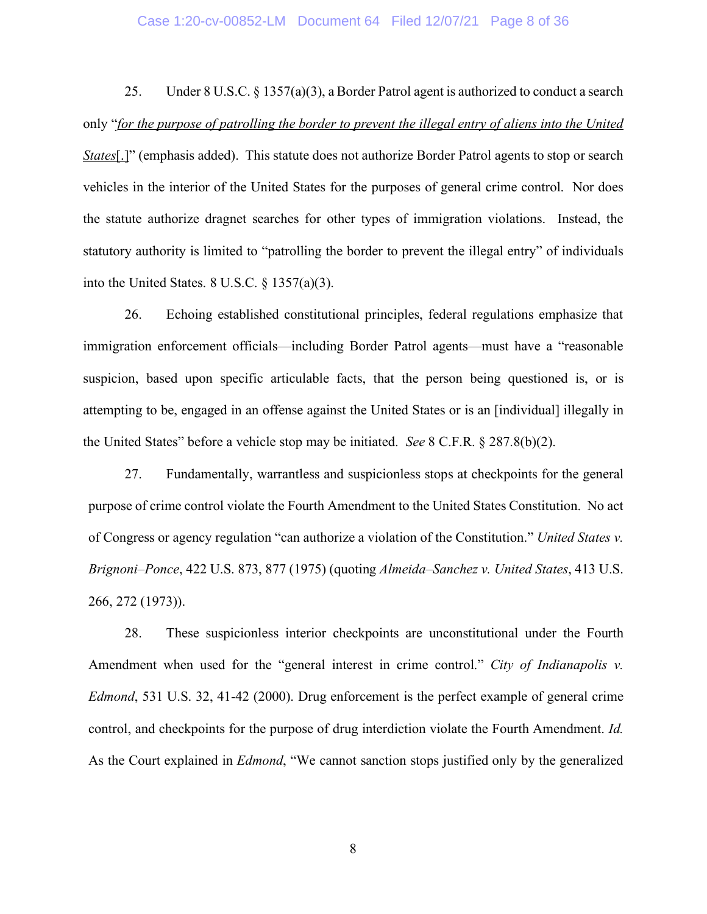25. Under 8 U.S.C. § 1357(a)(3), a Border Patrol agent is authorized to conduct a search only "*for the purpose of patrolling the border to prevent the illegal entry of aliens into the United States*[.]" (emphasis added). This statute does not authorize Border Patrol agents to stop or search vehicles in the interior of the United States for the purposes of general crime control. Nor does the statute authorize dragnet searches for other types of immigration violations. Instead, the statutory authority is limited to "patrolling the border to prevent the illegal entry" of individuals into the United States. 8 U.S.C. § 1357(a)(3).

26. Echoing established constitutional principles, federal regulations emphasize that immigration enforcement officials—including Border Patrol agents—must have a "reasonable suspicion, based upon specific articulable facts, that the person being questioned is, or is attempting to be, engaged in an offense against the United States or is an [individual] illegally in the United States" before a vehicle stop may be initiated. *See* 8 C.F.R. § 287.8(b)(2).

27. Fundamentally, warrantless and suspicionless stops at checkpoints for the general purpose of crime control violate the Fourth Amendment to the United States Constitution. No act of Congress or agency regulation "can authorize a violation of the Constitution." *United States v. Brignoni–Ponce*, 422 U.S. 873, 877 (1975) (quoting *Almeida–Sanchez v. United States*, 413 U.S. 266, 272 (1973)).

28. These suspicionless interior checkpoints are unconstitutional under the Fourth Amendment when used for the "general interest in crime control." *City of Indianapolis v. Edmond*, 531 U.S. 32, 41-42 (2000). Drug enforcement is the perfect example of general crime control, and checkpoints for the purpose of drug interdiction violate the Fourth Amendment. *Id.* As the Court explained in *Edmond*, "We cannot sanction stops justified only by the generalized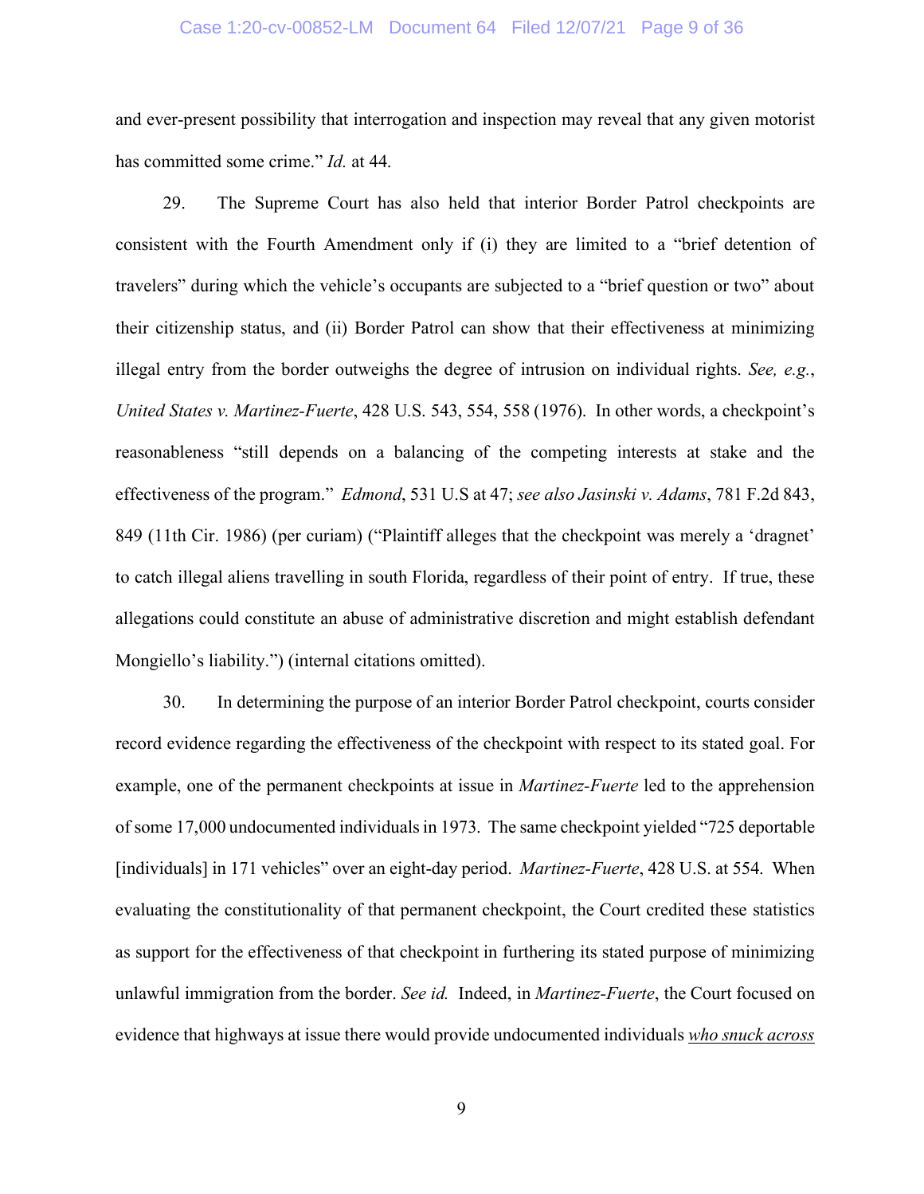and ever-present possibility that interrogation and inspection may reveal that any given motorist has committed some crime." *Id.* at 44.

29. The Supreme Court has also held that interior Border Patrol checkpoints are consistent with the Fourth Amendment only if (i) they are limited to a "brief detention of travelers" during which the vehicle's occupants are subjected to a "brief question or two" about their citizenship status, and (ii) Border Patrol can show that their effectiveness at minimizing illegal entry from the border outweighs the degree of intrusion on individual rights. *See, e.g.*, *United States v. Martinez-Fuerte*, 428 U.S. 543, 554, 558 (1976). In other words, a checkpoint's reasonableness "still depends on a balancing of the competing interests at stake and the effectiveness of the program." *Edmond*, 531 U.S at 47; *see also Jasinski v. Adams*, 781 F.2d 843, 849 (11th Cir. 1986) (per curiam) ("Plaintiff alleges that the checkpoint was merely a 'dragnet' to catch illegal aliens travelling in south Florida, regardless of their point of entry. If true, these allegations could constitute an abuse of administrative discretion and might establish defendant Mongiello's liability.") (internal citations omitted).

30. In determining the purpose of an interior Border Patrol checkpoint, courts consider record evidence regarding the effectiveness of the checkpoint with respect to its stated goal. For example, one of the permanent checkpoints at issue in *Martinez-Fuerte* led to the apprehension of some 17,000 undocumented individuals in 1973. The same checkpoint yielded "725 deportable [individuals] in 171 vehicles" over an eight-day period. *Martinez-Fuerte*, 428 U.S. at 554. When evaluating the constitutionality of that permanent checkpoint, the Court credited these statistics as support for the effectiveness of that checkpoint in furthering its stated purpose of minimizing unlawful immigration from the border. *See id.* Indeed, in *Martinez-Fuerte*, the Court focused on evidence that highways at issue there would provide undocumented individuals ***who snuck across***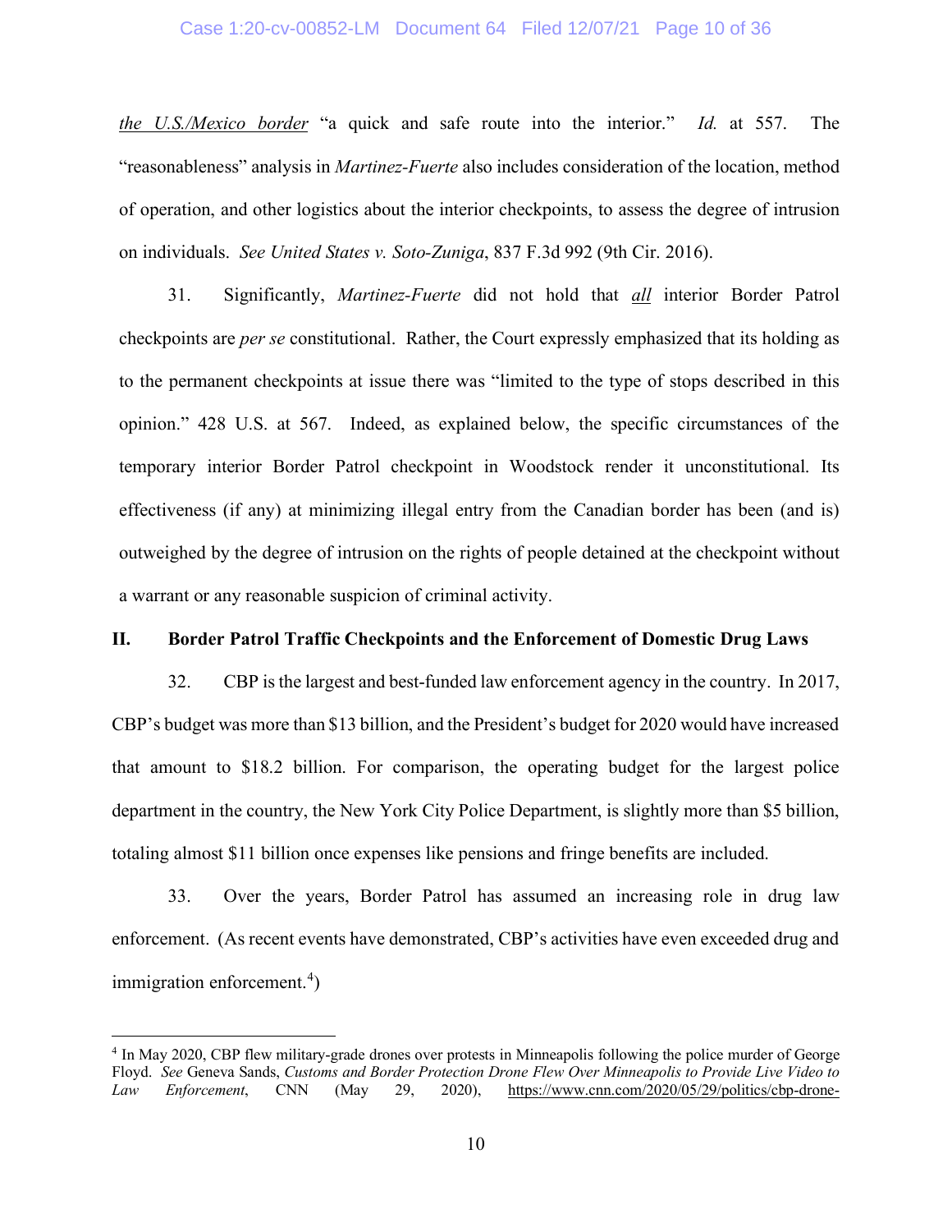*the U.S./Mexico border* "a quick and safe route into the interior." *Id.* at 557. The "reasonableness" analysis in *Martinez-Fuerte* also includes consideration of the location, method of operation, and other logistics about the interior checkpoints, to assess the degree of intrusion on individuals. *See United States v. Soto-Zuniga*, 837 F.3d 992 (9th Cir. 2016).

31. Significantly, *Martinez-Fuerte* did not hold that ***all*** interior Border Patrol checkpoints are *per se* constitutional. Rather, the Court expressly emphasized that its holding as to the permanent checkpoints at issue there was "limited to the type of stops described in this opinion." 428 U.S. at 567. Indeed, as explained below, the specific circumstances of the temporary interior Border Patrol checkpoint in Woodstock render it unconstitutional. Its effectiveness (if any) at minimizing illegal entry from the Canadian border has been (and is) outweighed by the degree of intrusion on the rights of people detained at the checkpoint without a warrant or any reasonable suspicion of criminal activity.

## II. Border Patrol Traffic Checkpoints and the Enforcement of Domestic Drug Laws

32. CBP is the largest and best-funded law enforcement agency in the country. In 2017, CBP's budget was more than $13 billion, and the President's budget for 2020 would have increased that amount to $18.2 billion. For comparison, the operating budget for the largest police department in the country, the New York City Police Department, is slightly more than $5 billion, totaling almost $11 billion once expenses like pensions and fringe benefits are included.

33. Over the years, Border Patrol has assumed an increasing role in drug law enforcement. (As recent events have demonstrated, CBP's activities have even exceeded drug and immigration enforcement.[4])

[4] In May 2020, CBP flew military-grade drones over protests in Minneapolis following the police murder of George Floyd. *See* Geneva Sands, *Customs and Border Protection Drone Flew Over Minneapolis to Provide Live Video to Law Enforcement*, CNN (May 29, 2020), https://www.cnn.com/2020/05/29/politics/cbp-drone-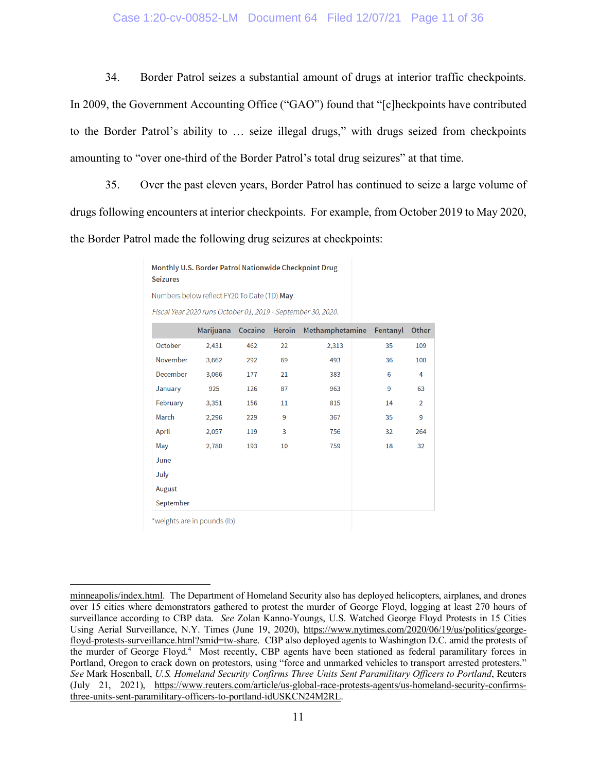34. Border Patrol seizes a substantial amount of drugs at interior traffic checkpoints. In 2009, the Government Accounting Office ("GAO") found that "[c]heckpoints have contributed to the Border Patrol's ability to … seize illegal drugs," with drugs seized from checkpoints amounting to "over one-third of the Border Patrol's total drug seizures" at that time.

35. Over the past eleven years, Border Patrol has continued to seize a large volume of drugs following encounters at interior checkpoints. For example, from October 2019 to May 2020, the Border Patrol made the following drug seizures at checkpoints:

**Monthly U.S. Border Patrol Nationwide Checkpoint Drug Seizures**

Numbers below reflect FY20 To Date (TD) **May**.

*Fiscal Year 2020 runs October 01, 2019 - September 30, 2020.*

| | Marijuana | Cocaine | Heroin | Methamphetamine | Fentanyl | Other |
|---|---|---|---|---|---|---|
| October | 2,431 | 462 | 22 | 2,313 | 35 | 109 |
| November | 3,662 | 292 | 69 | 493 | 36 | 100 |
| December | 3,066 | 177 | 21 | 383 | 6 | 4 |
| January | 925 | 126 | 87 | 963 | 9 | 63 |
| February | 3,351 | 156 | 11 | 815 | 14 | 2 |
| March | 2,296 | 229 | 9 | 367 | 35 | 9 |
| April | 2,057 | 119 | 3 | 756 | 32 | 264 |
| May | 2,780 | 193 | 10 | 759 | 18 | 32 |
| June | | | | | | |
| July | | | | | | |
| August | | | | | | |
| September | | | | | | |

*weights are in pounds (lb)

---

minneapolis/index.html. The Department of Homeland Security also has deployed helicopters, airplanes, and drones over 15 cities where demonstrators gathered to protest the murder of George Floyd, logging at least 270 hours of surveillance according to CBP data. *See* Zolan Kanno-Youngs, U.S. Watched George Floyd Protests in 15 Cities Using Aerial Surveillance, N.Y. Times (June 19, 2020), https://www.nytimes.com/2020/06/19/us/politics/george-floyd-protests-surveillance.html?smid=tw-share. CBP also deployed agents to Washington D.C. amid the protests of the murder of George Floyd.[4] Most recently, CBP agents have been stationed as federal paramilitary forces in Portland, Oregon to crack down on protestors, using "force and unmarked vehicles to transport arrested protesters." *See* Mark Hosenball, *U.S. Homeland Security Confirms Three Units Sent Paramilitary Officers to Portland*, Reuters (July 21, 2021), https://www.reuters.com/article/us-global-race-protests-agents/us-homeland-security-confirms-three-units-sent-paramilitary-officers-to-portland-idUSKCN24M2RL.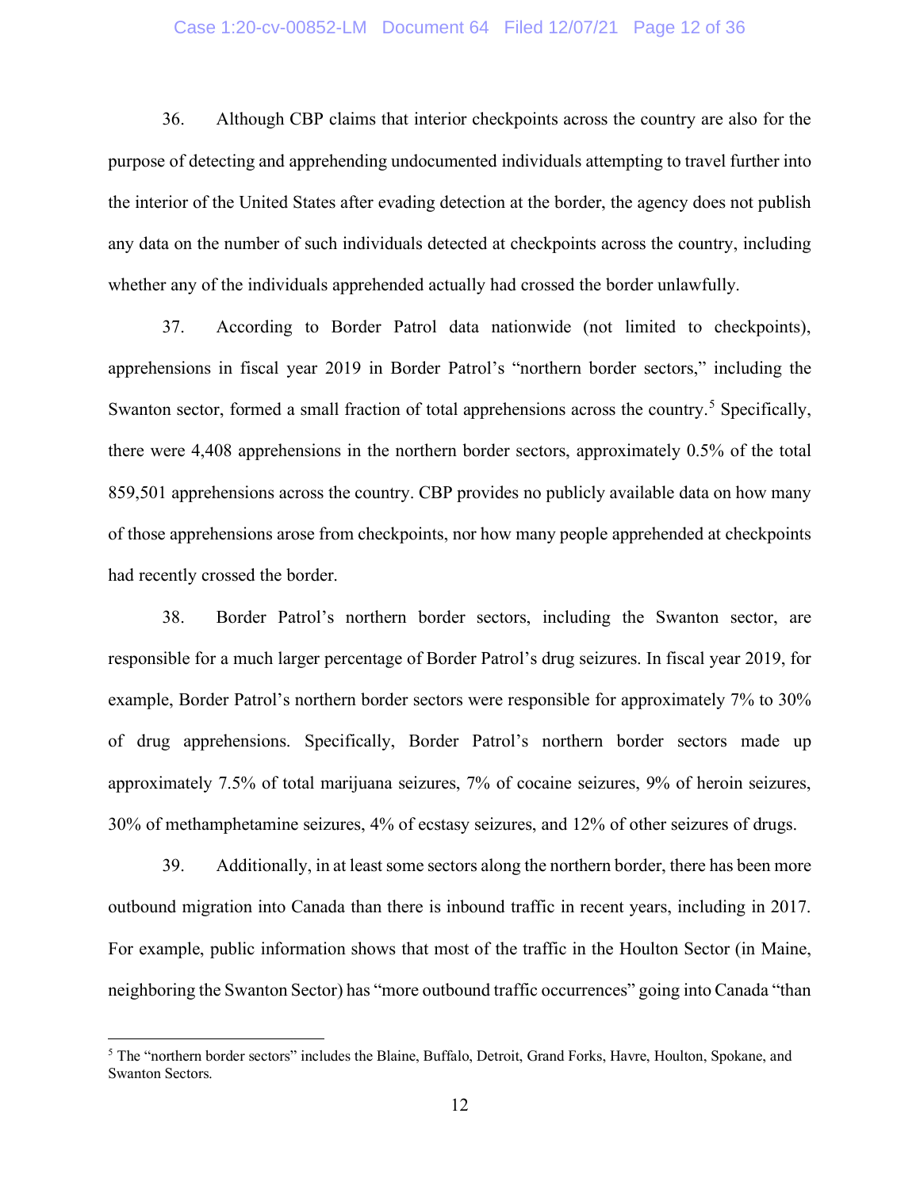36. Although CBP claims that interior checkpoints across the country are also for the purpose of detecting and apprehending undocumented individuals attempting to travel further into the interior of the United States after evading detection at the border, the agency does not publish any data on the number of such individuals detected at checkpoints across the country, including whether any of the individuals apprehended actually had crossed the border unlawfully.

37. According to Border Patrol data nationwide (not limited to checkpoints), apprehensions in fiscal year 2019 in Border Patrol's "northern border sectors," including the Swanton sector, formed a small fraction of total apprehensions across the country.[5] Specifically, there were 4,408 apprehensions in the northern border sectors, approximately 0.5% of the total 859,501 apprehensions across the country. CBP provides no publicly available data on how many of those apprehensions arose from checkpoints, nor how many people apprehended at checkpoints had recently crossed the border.

38. Border Patrol's northern border sectors, including the Swanton sector, are responsible for a much larger percentage of Border Patrol's drug seizures. In fiscal year 2019, for example, Border Patrol's northern border sectors were responsible for approximately 7% to 30% of drug apprehensions. Specifically, Border Patrol's northern border sectors made up approximately 7.5% of total marijuana seizures, 7% of cocaine seizures, 9% of heroin seizures, 30% of methamphetamine seizures, 4% of ecstasy seizures, and 12% of other seizures of drugs.

39. Additionally, in at least some sectors along the northern border, there has been more outbound migration into Canada than there is inbound traffic in recent years, including in 2017. For example, public information shows that most of the traffic in the Houlton Sector (in Maine, neighboring the Swanton Sector) has "more outbound traffic occurrences" going into Canada "than

[5] The "northern border sectors" includes the Blaine, Buffalo, Detroit, Grand Forks, Havre, Houlton, Spokane, and Swanton Sectors.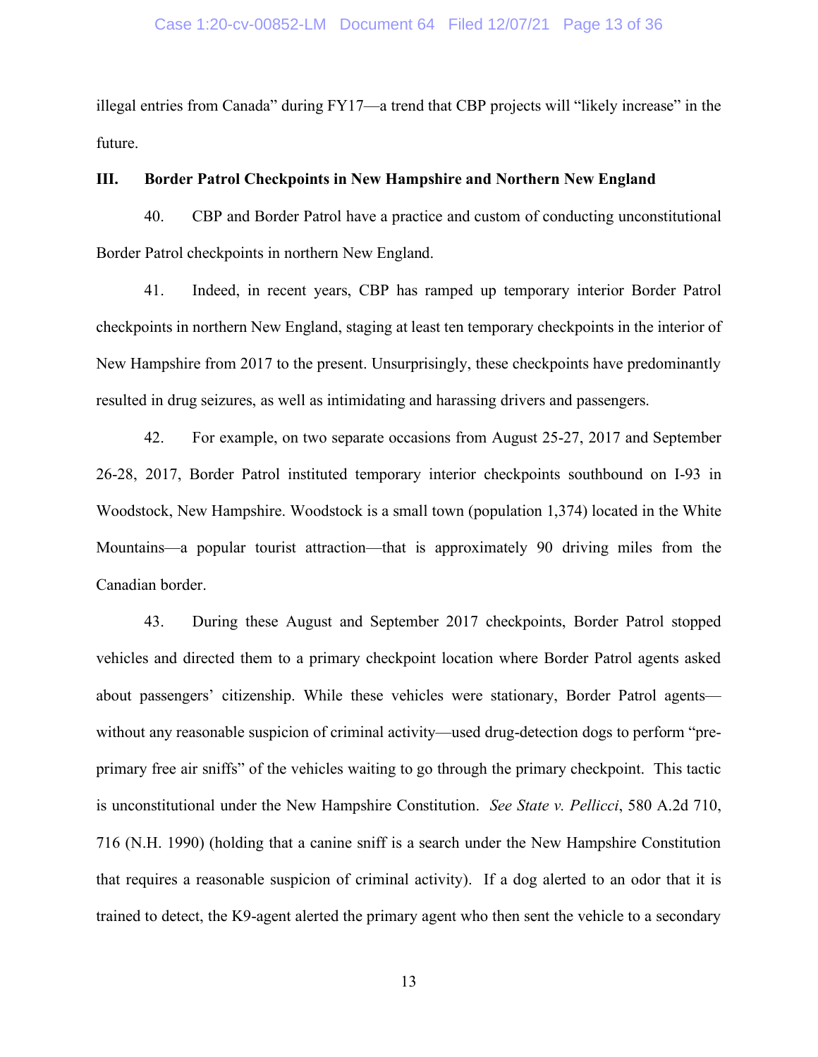illegal entries from Canada" during FY17—a trend that CBP projects will "likely increase" in the future.

### III. Border Patrol Checkpoints in New Hampshire and Northern New England

40. CBP and Border Patrol have a practice and custom of conducting unconstitutional Border Patrol checkpoints in northern New England.

41. Indeed, in recent years, CBP has ramped up temporary interior Border Patrol checkpoints in northern New England, staging at least ten temporary checkpoints in the interior of New Hampshire from 2017 to the present. Unsurprisingly, these checkpoints have predominantly resulted in drug seizures, as well as intimidating and harassing drivers and passengers.

42. For example, on two separate occasions from August 25-27, 2017 and September 26-28, 2017, Border Patrol instituted temporary interior checkpoints southbound on I-93 in Woodstock, New Hampshire. Woodstock is a small town (population 1,374) located in the White Mountains—a popular tourist attraction—that is approximately 90 driving miles from the Canadian border.

43. During these August and September 2017 checkpoints, Border Patrol stopped vehicles and directed them to a primary checkpoint location where Border Patrol agents asked about passengers' citizenship. While these vehicles were stationary, Border Patrol agents—without any reasonable suspicion of criminal activity—used drug-detection dogs to perform "pre-primary free air sniffs" of the vehicles waiting to go through the primary checkpoint. This tactic is unconstitutional under the New Hampshire Constitution. *See State v. Pellicci*, 580 A.2d 710, 716 (N.H. 1990) (holding that a canine sniff is a search under the New Hampshire Constitution that requires a reasonable suspicion of criminal activity). If a dog alerted to an odor that it is trained to detect, the K9-agent alerted the primary agent who then sent the vehicle to a secondary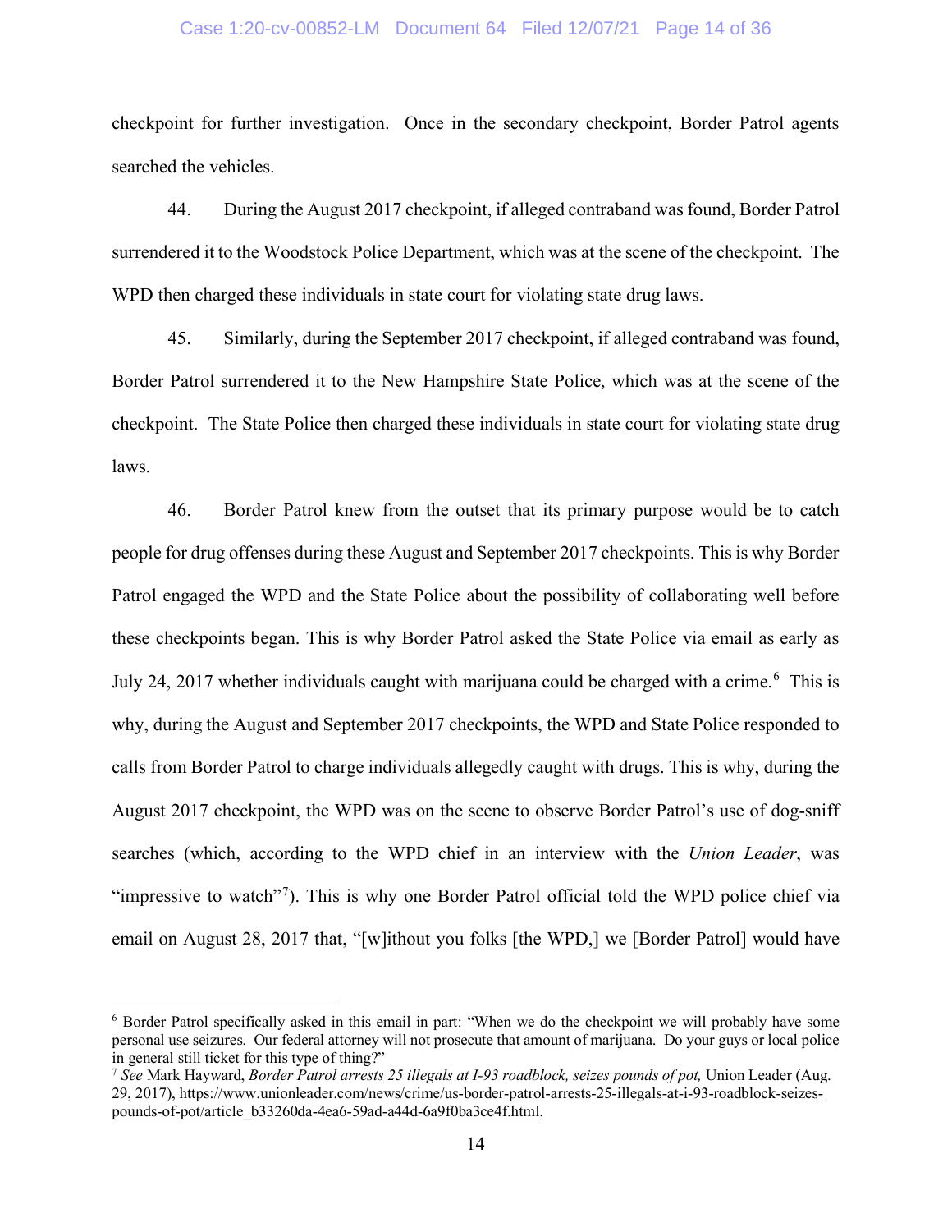checkpoint for further investigation. Once in the secondary checkpoint, Border Patrol agents searched the vehicles.

44. During the August 2017 checkpoint, if alleged contraband was found, Border Patrol surrendered it to the Woodstock Police Department, which was at the scene of the checkpoint. The WPD then charged these individuals in state court for violating state drug laws.

45. Similarly, during the September 2017 checkpoint, if alleged contraband was found, Border Patrol surrendered it to the New Hampshire State Police, which was at the scene of the checkpoint. The State Police then charged these individuals in state court for violating state drug laws.

46. Border Patrol knew from the outset that its primary purpose would be to catch people for drug offenses during these August and September 2017 checkpoints. This is why Border Patrol engaged the WPD and the State Police about the possibility of collaborating well before these checkpoints began. This is why Border Patrol asked the State Police via email as early as July 24, 2017 whether individuals caught with marijuana could be charged with a crime.[6] This is why, during the August and September 2017 checkpoints, the WPD and State Police responded to calls from Border Patrol to charge individuals allegedly caught with drugs. This is why, during the August 2017 checkpoint, the WPD was on the scene to observe Border Patrol's use of dog-sniff searches (which, according to the WPD chief in an interview with the *Union Leader*, was "impressive to watch"[7]). This is why one Border Patrol official told the WPD police chief via email on August 28, 2017 that, "[w]ithout you folks [the WPD,] we [Border Patrol] would have

---

[6] Border Patrol specifically asked in this email in part: "When we do the checkpoint we will probably have some personal use seizures. Our federal attorney will not prosecute that amount of marijuana. Do your guys or local police in general still ticket for this type of thing?"

[7] *See* Mark Hayward, *Border Patrol arrests 25 illegals at I-93 roadblock, seizes pounds of pot,* Union Leader (Aug. 29, 2017), https://www.unionleader.com/news/crime/us-border-patrol-arrests-25-illegals-at-i-93-roadblock-seizes-pounds-of-pot/article_b33260da-4ea6-59ad-a44d-6a9f0ba3ce4f.html.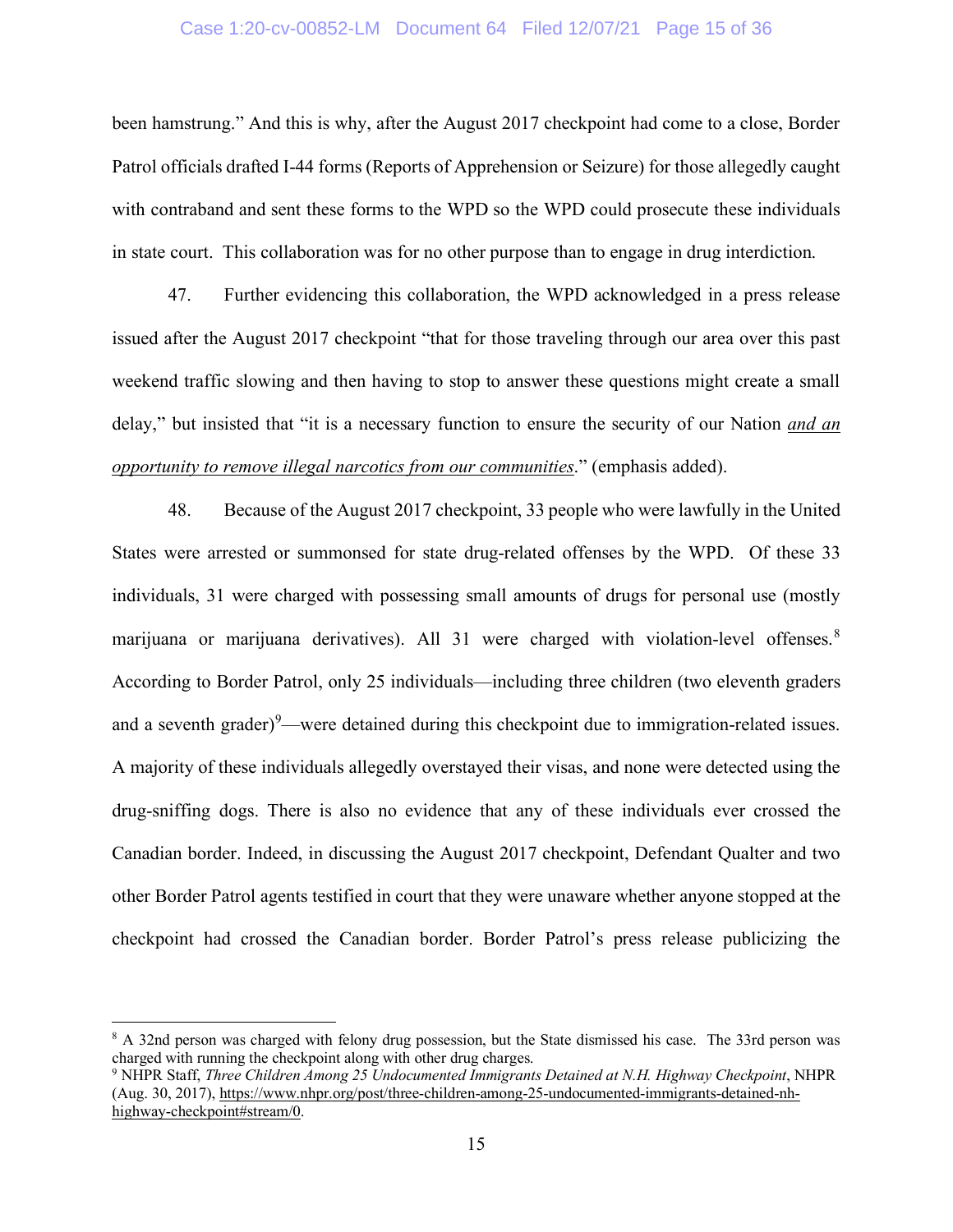been hamstrung." And this is why, after the August 2017 checkpoint had come to a close, Border Patrol officials drafted I-44 forms (Reports of Apprehension or Seizure) for those allegedly caught with contraband and sent these forms to the WPD so the WPD could prosecute these individuals in state court. This collaboration was for no other purpose than to engage in drug interdiction.

47. Further evidencing this collaboration, the WPD acknowledged in a press release issued after the August 2017 checkpoint "that for those traveling through our area over this past weekend traffic slowing and then having to stop to answer these questions might create a small delay," but insisted that "it is a necessary function to ensure the security of our Nation *and an opportunity to remove illegal narcotics from our communities*." (emphasis added).

48. Because of the August 2017 checkpoint, 33 people who were lawfully in the United States were arrested or summonsed for state drug-related offenses by the WPD. Of these 33 individuals, 31 were charged with possessing small amounts of drugs for personal use (mostly marijuana or marijuana derivatives). All 31 were charged with violation-level offenses.[8] According to Border Patrol, only 25 individuals—including three children (two eleventh graders and a seventh grader)[9]—were detained during this checkpoint due to immigration-related issues. A majority of these individuals allegedly overstayed their visas, and none were detected using the drug-sniffing dogs. There is also no evidence that any of these individuals ever crossed the Canadian border. Indeed, in discussing the August 2017 checkpoint, Defendant Qualter and two other Border Patrol agents testified in court that they were unaware whether anyone stopped at the checkpoint had crossed the Canadian border. Border Patrol's press release publicizing the

---

[8] A 32nd person was charged with felony drug possession, but the State dismissed his case. The 33rd person was charged with running the checkpoint along with other drug charges.

[9] NHPR Staff, *Three Children Among 25 Undocumented Immigrants Detained at N.H. Highway Checkpoint*, NHPR (Aug. 30, 2017), https://www.nhpr.org/post/three-children-among-25-undocumented-immigrants-detained-nh-highway-checkpoint#stream/0.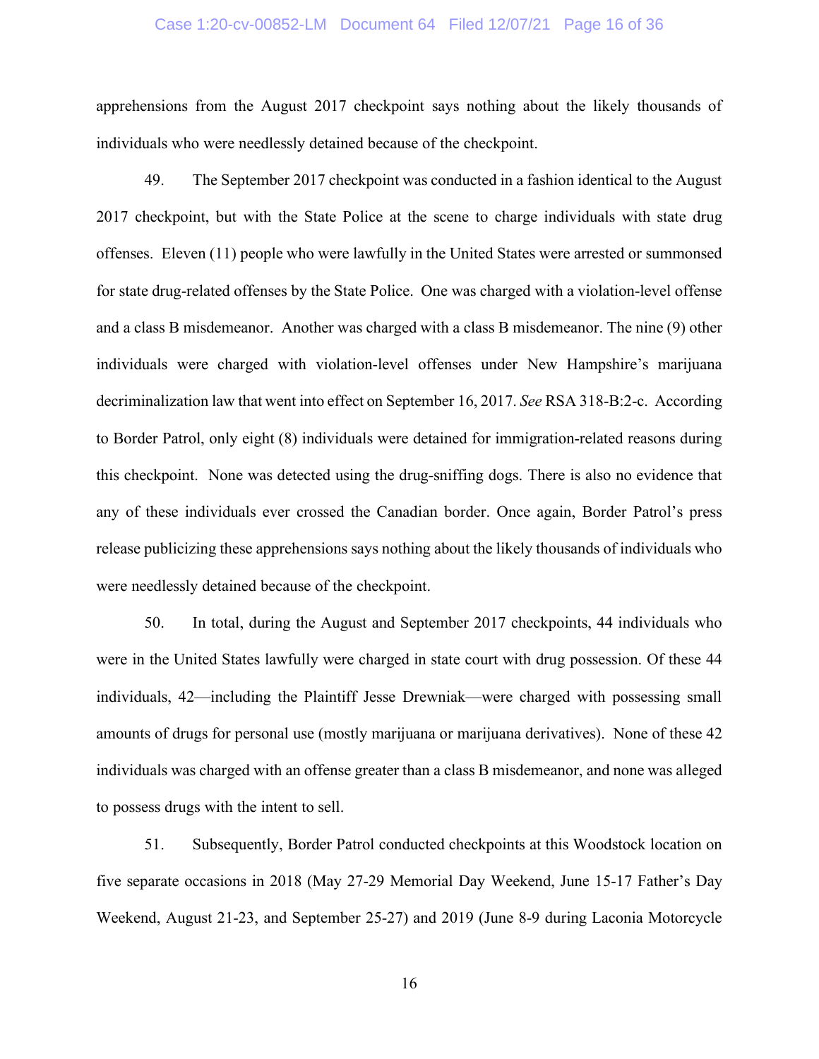apprehensions from the August 2017 checkpoint says nothing about the likely thousands of individuals who were needlessly detained because of the checkpoint.

49. The September 2017 checkpoint was conducted in a fashion identical to the August 2017 checkpoint, but with the State Police at the scene to charge individuals with state drug offenses. Eleven (11) people who were lawfully in the United States were arrested or summonsed for state drug-related offenses by the State Police. One was charged with a violation-level offense and a class B misdemeanor. Another was charged with a class B misdemeanor. The nine (9) other individuals were charged with violation-level offenses under New Hampshire's marijuana decriminalization law that went into effect on September 16, 2017. *See* RSA 318-B:2-c. According to Border Patrol, only eight (8) individuals were detained for immigration-related reasons during this checkpoint. None was detected using the drug-sniffing dogs. There is also no evidence that any of these individuals ever crossed the Canadian border. Once again, Border Patrol's press release publicizing these apprehensions says nothing about the likely thousands of individuals who were needlessly detained because of the checkpoint.

50. In total, during the August and September 2017 checkpoints, 44 individuals who were in the United States lawfully were charged in state court with drug possession. Of these 44 individuals, 42—including the Plaintiff Jesse Drewniak—were charged with possessing small amounts of drugs for personal use (mostly marijuana or marijuana derivatives). None of these 42 individuals was charged with an offense greater than a class B misdemeanor, and none was alleged to possess drugs with the intent to sell.

51. Subsequently, Border Patrol conducted checkpoints at this Woodstock location on five separate occasions in 2018 (May 27-29 Memorial Day Weekend, June 15-17 Father's Day Weekend, August 21-23, and September 25-27) and 2019 (June 8-9 during Laconia Motorcycle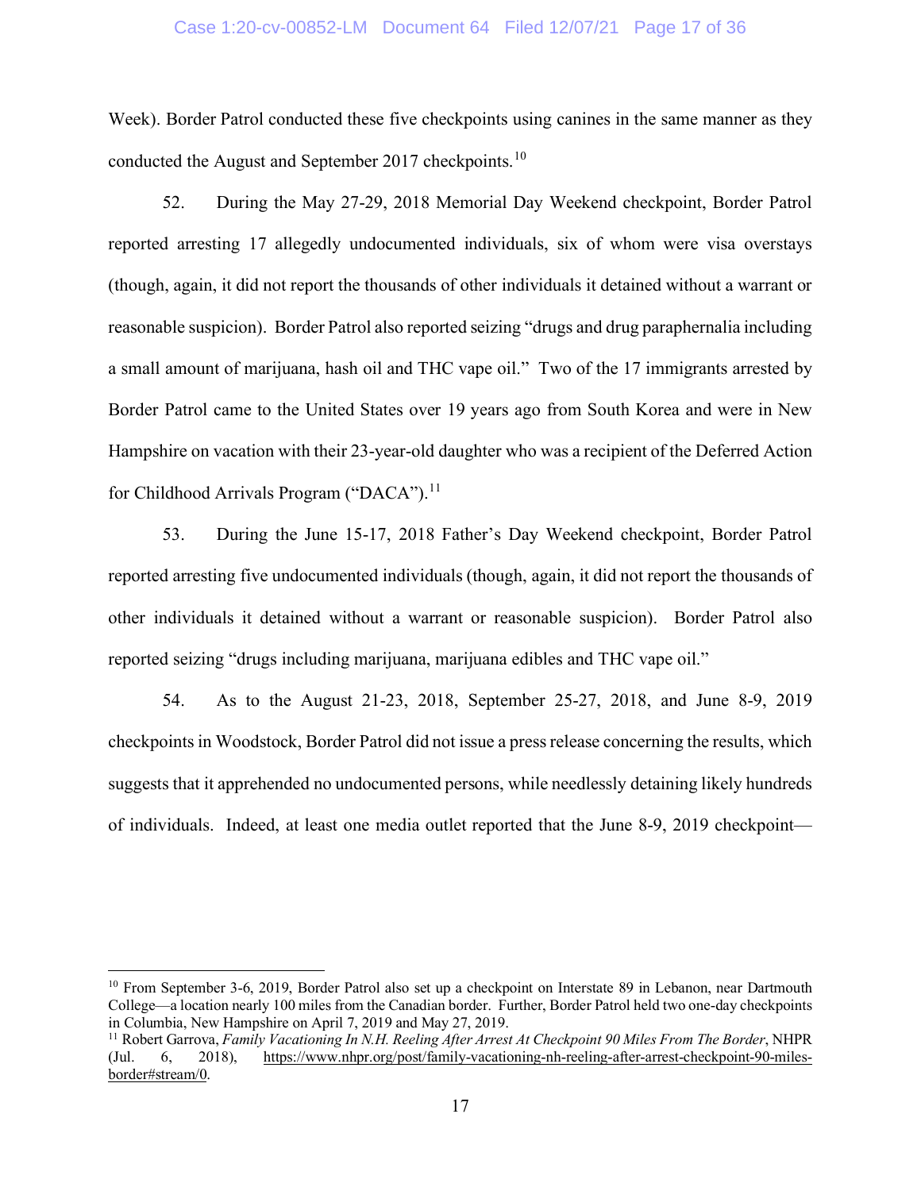Week). Border Patrol conducted these five checkpoints using canines in the same manner as they conducted the August and September 2017 checkpoints.[10]

52. During the May 27-29, 2018 Memorial Day Weekend checkpoint, Border Patrol reported arresting 17 allegedly undocumented individuals, six of whom were visa overstays (though, again, it did not report the thousands of other individuals it detained without a warrant or reasonable suspicion). Border Patrol also reported seizing "drugs and drug paraphernalia including a small amount of marijuana, hash oil and THC vape oil." Two of the 17 immigrants arrested by Border Patrol came to the United States over 19 years ago from South Korea and were in New Hampshire on vacation with their 23-year-old daughter who was a recipient of the Deferred Action for Childhood Arrivals Program ("DACA").[11]

53. During the June 15-17, 2018 Father's Day Weekend checkpoint, Border Patrol reported arresting five undocumented individuals (though, again, it did not report the thousands of other individuals it detained without a warrant or reasonable suspicion). Border Patrol also reported seizing "drugs including marijuana, marijuana edibles and THC vape oil."

54. As to the August 21-23, 2018, September 25-27, 2018, and June 8-9, 2019 checkpoints in Woodstock, Border Patrol did not issue a press release concerning the results, which suggests that it apprehended no undocumented persons, while needlessly detaining likely hundreds of individuals. Indeed, at least one media outlet reported that the June 8-9, 2019 checkpoint—

---

[10] From September 3-6, 2019, Border Patrol also set up a checkpoint on Interstate 89 in Lebanon, near Dartmouth College—a location nearly 100 miles from the Canadian border. Further, Border Patrol held two one-day checkpoints in Columbia, New Hampshire on April 7, 2019 and May 27, 2019.

[11] Robert Garrova, *Family Vacationing In N.H. Reeling After Arrest At Checkpoint 90 Miles From The Border*, NHPR (Jul. 6, 2018), https://www.nhpr.org/post/family-vacationing-nh-reeling-after-arrest-checkpoint-90-miles-border#stream/0.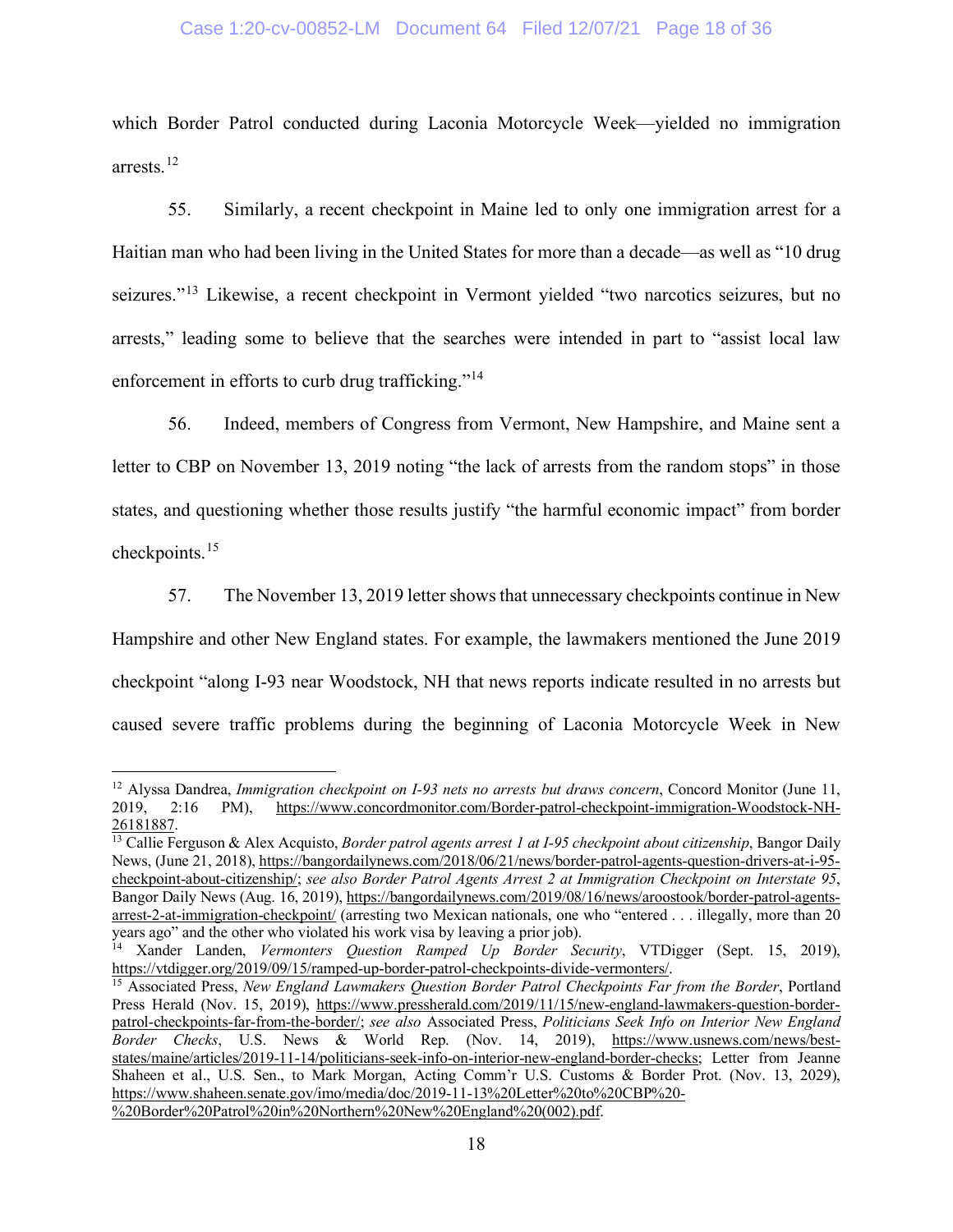which Border Patrol conducted during Laconia Motorcycle Week—yielded no immigration arrests.[12]

55. Similarly, a recent checkpoint in Maine led to only one immigration arrest for a Haitian man who had been living in the United States for more than a decade—as well as "10 drug seizures."[13] Likewise, a recent checkpoint in Vermont yielded "two narcotics seizures, but no arrests," leading some to believe that the searches were intended in part to "assist local law enforcement in efforts to curb drug trafficking."[14]

56. Indeed, members of Congress from Vermont, New Hampshire, and Maine sent a letter to CBP on November 13, 2019 noting "the lack of arrests from the random stops" in those states, and questioning whether those results justify "the harmful economic impact" from border checkpoints.[15]

57. The November 13, 2019 letter shows that unnecessary checkpoints continue in New Hampshire and other New England states. For example, the lawmakers mentioned the June 2019 checkpoint "along I-93 near Woodstock, NH that news reports indicate resulted in no arrests but caused severe traffic problems during the beginning of Laconia Motorcycle Week in New

---

[12] Alyssa Dandrea, *Immigration checkpoint on I-93 nets no arrests but draws concern*, Concord Monitor (June 11, 2019, 2:16 PM), https://www.concordmonitor.com/Border-patrol-checkpoint-immigration-Woodstock-NH-26181887.

[13] Callie Ferguson & Alex Acquisto, *Border patrol agents arrest 1 at I-95 checkpoint about citizenship*, Bangor Daily News, (June 21, 2018), https://bangordailynews.com/2018/06/21/news/border-patrol-agents-question-drivers-at-i-95-checkpoint-about-citizenship/; *see also Border Patrol Agents Arrest 2 at Immigration Checkpoint on Interstate 95*, Bangor Daily News (Aug. 16, 2019), https://bangordailynews.com/2019/08/16/news/aroostook/border-patrol-agents-arrest-2-at-immigration-checkpoint/ (arresting two Mexican nationals, one who "entered . . . illegally, more than 20 years ago" and the other who violated his work visa by leaving a prior job).

[14] Xander Landen, *Vermonters Question Ramped Up Border Security*, VTDigger (Sept. 15, 2019), https://vtdigger.org/2019/09/15/ramped-up-border-patrol-checkpoints-divide-vermonters/.

[15] Associated Press, *New England Lawmakers Question Border Patrol Checkpoints Far from the Border*, Portland Press Herald (Nov. 15, 2019), https://www.pressherald.com/2019/11/15/new-england-lawmakers-question-border-patrol-checkpoints-far-from-the-border/; *see also* Associated Press, *Politicians Seek Info on Interior New England Border Checks*, U.S. News & World Rep. (Nov. 14, 2019), https://www.usnews.com/news/best-states/maine/articles/2019-11-14/politicians-seek-info-on-interior-new-england-border-checks; Letter from Jeanne Shaheen et al., U.S. Sen., to Mark Morgan, Acting Comm'r U.S. Customs & Border Prot. (Nov. 13, 2029), https://www.shaheen.senate.gov/imo/media/doc/2019-11-13%20Letter%20to%20CBP%20-%20Border%20Patrol%20in%20Northern%20New%20England%20(002).pdf.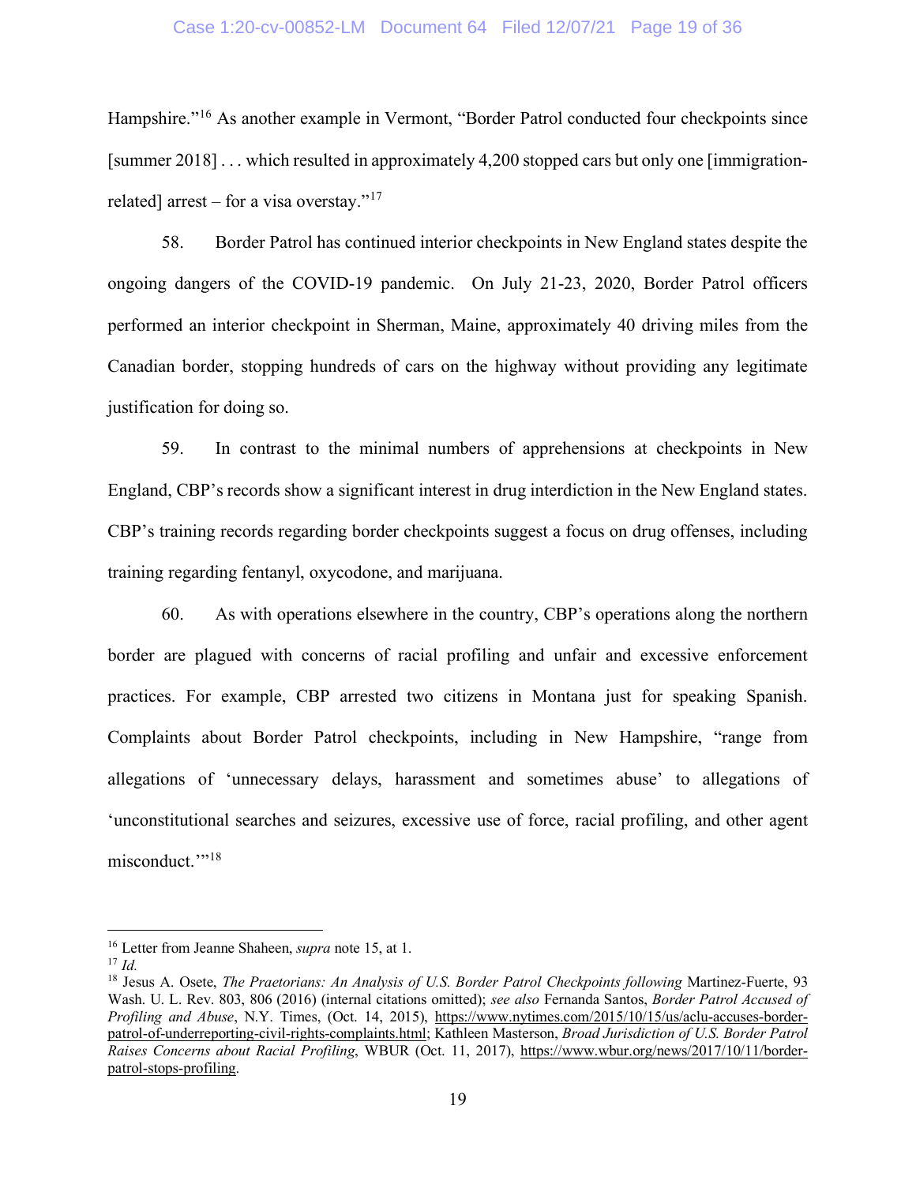Hampshire."[16] As another example in Vermont, "Border Patrol conducted four checkpoints since [summer 2018] . . . which resulted in approximately 4,200 stopped cars but only one [immigration-related] arrest – for a visa overstay."[17]

58. Border Patrol has continued interior checkpoints in New England states despite the ongoing dangers of the COVID-19 pandemic. On July 21-23, 2020, Border Patrol officers performed an interior checkpoint in Sherman, Maine, approximately 40 driving miles from the Canadian border, stopping hundreds of cars on the highway without providing any legitimate justification for doing so.

59. In contrast to the minimal numbers of apprehensions at checkpoints in New England, CBP's records show a significant interest in drug interdiction in the New England states. CBP's training records regarding border checkpoints suggest a focus on drug offenses, including training regarding fentanyl, oxycodone, and marijuana.

60. As with operations elsewhere in the country, CBP's operations along the northern border are plagued with concerns of racial profiling and unfair and excessive enforcement practices. For example, CBP arrested two citizens in Montana just for speaking Spanish. Complaints about Border Patrol checkpoints, including in New Hampshire, "range from allegations of 'unnecessary delays, harassment and sometimes abuse' to allegations of 'unconstitutional searches and seizures, excessive use of force, racial profiling, and other agent misconduct.'"[18]

---

[16] Letter from Jeanne Shaheen, *supra* note 15, at 1.

[17] *Id.*

[18] Jesus A. Osete, *The Praetorians: An Analysis of U.S. Border Patrol Checkpoints following* Martinez-Fuerte, 93 Wash. U. L. Rev. 803, 806 (2016) (internal citations omitted); *see also* Fernanda Santos, *Border Patrol Accused of Profiling and Abuse*, N.Y. Times, (Oct. 14, 2015), https://www.nytimes.com/2015/10/15/us/aclu-accuses-border-patrol-of-underreporting-civil-rights-complaints.html; Kathleen Masterson, *Broad Jurisdiction of U.S. Border Patrol Raises Concerns about Racial Profiling*, WBUR (Oct. 11, 2017), https://www.wbur.org/news/2017/10/11/border-patrol-stops-profiling.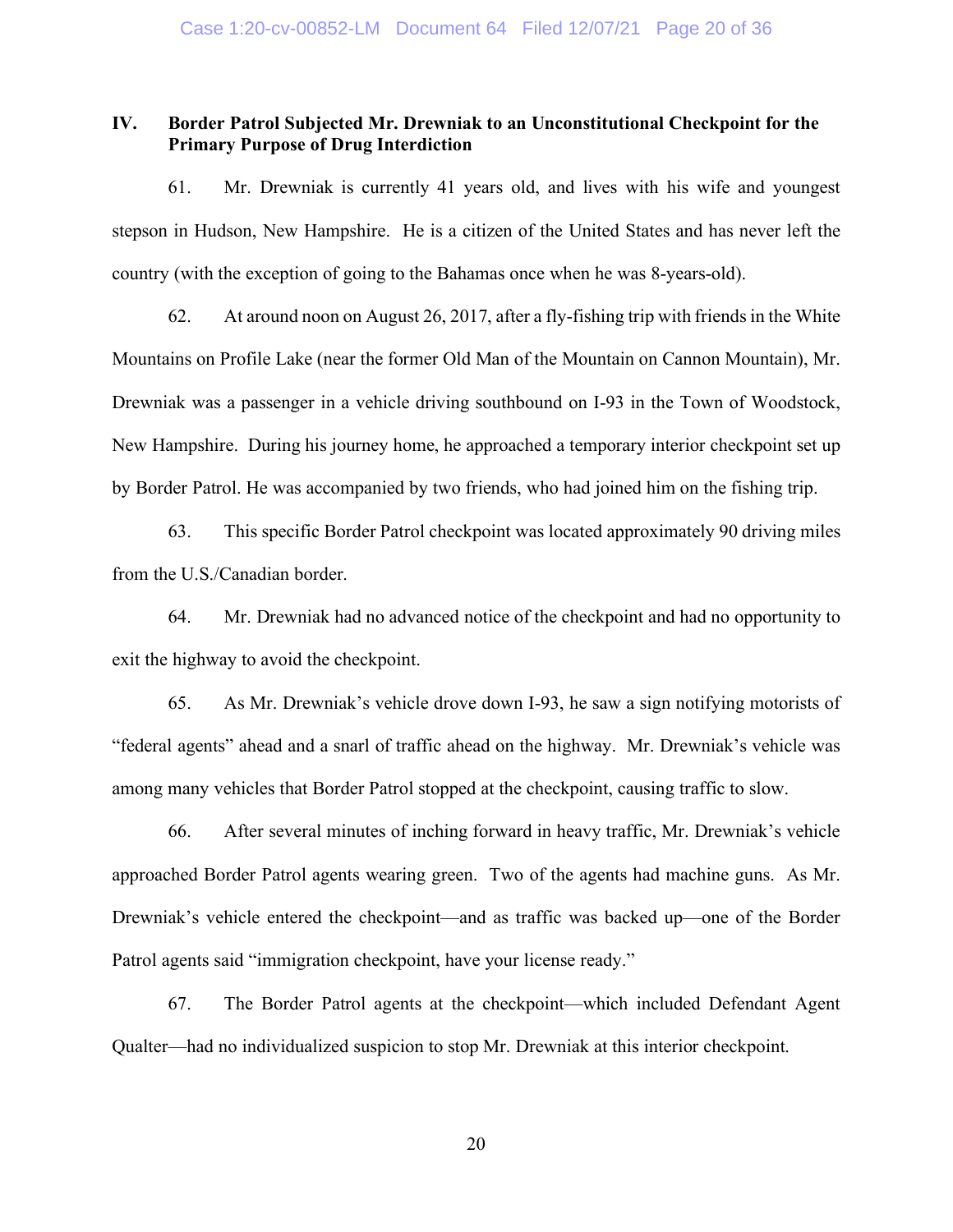## IV. Border Patrol Subjected Mr. Drewniak to an Unconstitutional Checkpoint for the Primary Purpose of Drug Interdiction

61. Mr. Drewniak is currently 41 years old, and lives with his wife and youngest stepson in Hudson, New Hampshire. He is a citizen of the United States and has never left the country (with the exception of going to the Bahamas once when he was 8-years-old).

62. At around noon on August 26, 2017, after a fly-fishing trip with friends in the White Mountains on Profile Lake (near the former Old Man of the Mountain on Cannon Mountain), Mr. Drewniak was a passenger in a vehicle driving southbound on I-93 in the Town of Woodstock, New Hampshire. During his journey home, he approached a temporary interior checkpoint set up by Border Patrol. He was accompanied by two friends, who had joined him on the fishing trip.

63. This specific Border Patrol checkpoint was located approximately 90 driving miles from the U.S./Canadian border.

64. Mr. Drewniak had no advanced notice of the checkpoint and had no opportunity to exit the highway to avoid the checkpoint.

65. As Mr. Drewniak's vehicle drove down I-93, he saw a sign notifying motorists of "federal agents" ahead and a snarl of traffic ahead on the highway. Mr. Drewniak's vehicle was among many vehicles that Border Patrol stopped at the checkpoint, causing traffic to slow.

66. After several minutes of inching forward in heavy traffic, Mr. Drewniak's vehicle approached Border Patrol agents wearing green. Two of the agents had machine guns. As Mr. Drewniak's vehicle entered the checkpoint—and as traffic was backed up—one of the Border Patrol agents said "immigration checkpoint, have your license ready."

67. The Border Patrol agents at the checkpoint—which included Defendant Agent Qualter—had no individualized suspicion to stop Mr. Drewniak at this interior checkpoint.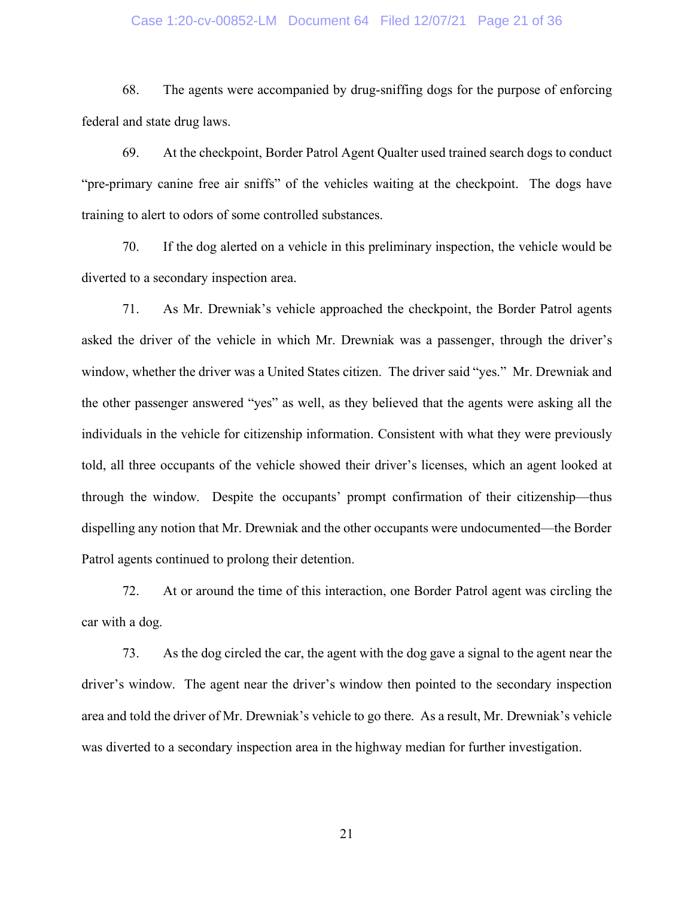68. The agents were accompanied by drug-sniffing dogs for the purpose of enforcing federal and state drug laws.

69. At the checkpoint, Border Patrol Agent Qualter used trained search dogs to conduct "pre-primary canine free air sniffs" of the vehicles waiting at the checkpoint. The dogs have training to alert to odors of some controlled substances.

70. If the dog alerted on a vehicle in this preliminary inspection, the vehicle would be diverted to a secondary inspection area.

71. As Mr. Drewniak's vehicle approached the checkpoint, the Border Patrol agents asked the driver of the vehicle in which Mr. Drewniak was a passenger, through the driver's window, whether the driver was a United States citizen. The driver said "yes." Mr. Drewniak and the other passenger answered "yes" as well, as they believed that the agents were asking all the individuals in the vehicle for citizenship information. Consistent with what they were previously told, all three occupants of the vehicle showed their driver's licenses, which an agent looked at through the window. Despite the occupants' prompt confirmation of their citizenship—thus dispelling any notion that Mr. Drewniak and the other occupants were undocumented—the Border Patrol agents continued to prolong their detention.

72. At or around the time of this interaction, one Border Patrol agent was circling the car with a dog.

73. As the dog circled the car, the agent with the dog gave a signal to the agent near the driver's window. The agent near the driver's window then pointed to the secondary inspection area and told the driver of Mr. Drewniak's vehicle to go there. As a result, Mr. Drewniak's vehicle was diverted to a secondary inspection area in the highway median for further investigation.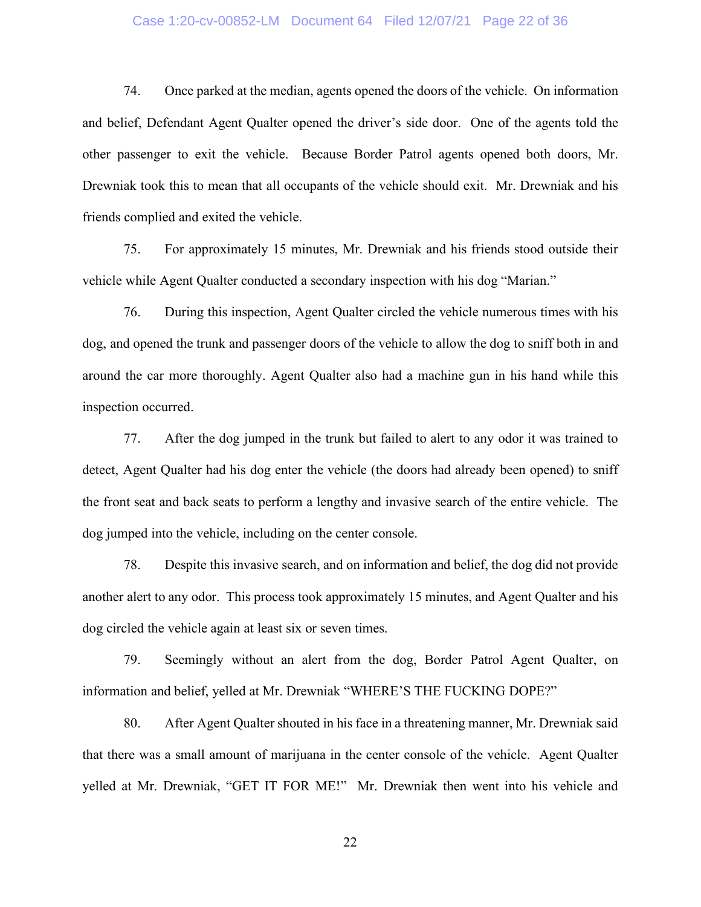74. Once parked at the median, agents opened the doors of the vehicle. On information and belief, Defendant Agent Qualter opened the driver's side door. One of the agents told the other passenger to exit the vehicle. Because Border Patrol agents opened both doors, Mr. Drewniak took this to mean that all occupants of the vehicle should exit. Mr. Drewniak and his friends complied and exited the vehicle.

75. For approximately 15 minutes, Mr. Drewniak and his friends stood outside their vehicle while Agent Qualter conducted a secondary inspection with his dog "Marian."

76. During this inspection, Agent Qualter circled the vehicle numerous times with his dog, and opened the trunk and passenger doors of the vehicle to allow the dog to sniff both in and around the car more thoroughly. Agent Qualter also had a machine gun in his hand while this inspection occurred.

77. After the dog jumped in the trunk but failed to alert to any odor it was trained to detect, Agent Qualter had his dog enter the vehicle (the doors had already been opened) to sniff the front seat and back seats to perform a lengthy and invasive search of the entire vehicle. The dog jumped into the vehicle, including on the center console.

78. Despite this invasive search, and on information and belief, the dog did not provide another alert to any odor. This process took approximately 15 minutes, and Agent Qualter and his dog circled the vehicle again at least six or seven times.

79. Seemingly without an alert from the dog, Border Patrol Agent Qualter, on information and belief, yelled at Mr. Drewniak "WHERE'S THE FUCKING DOPE?"

80. After Agent Qualter shouted in his face in a threatening manner, Mr. Drewniak said that there was a small amount of marijuana in the center console of the vehicle. Agent Qualter yelled at Mr. Drewniak, "GET IT FOR ME!" Mr. Drewniak then went into his vehicle and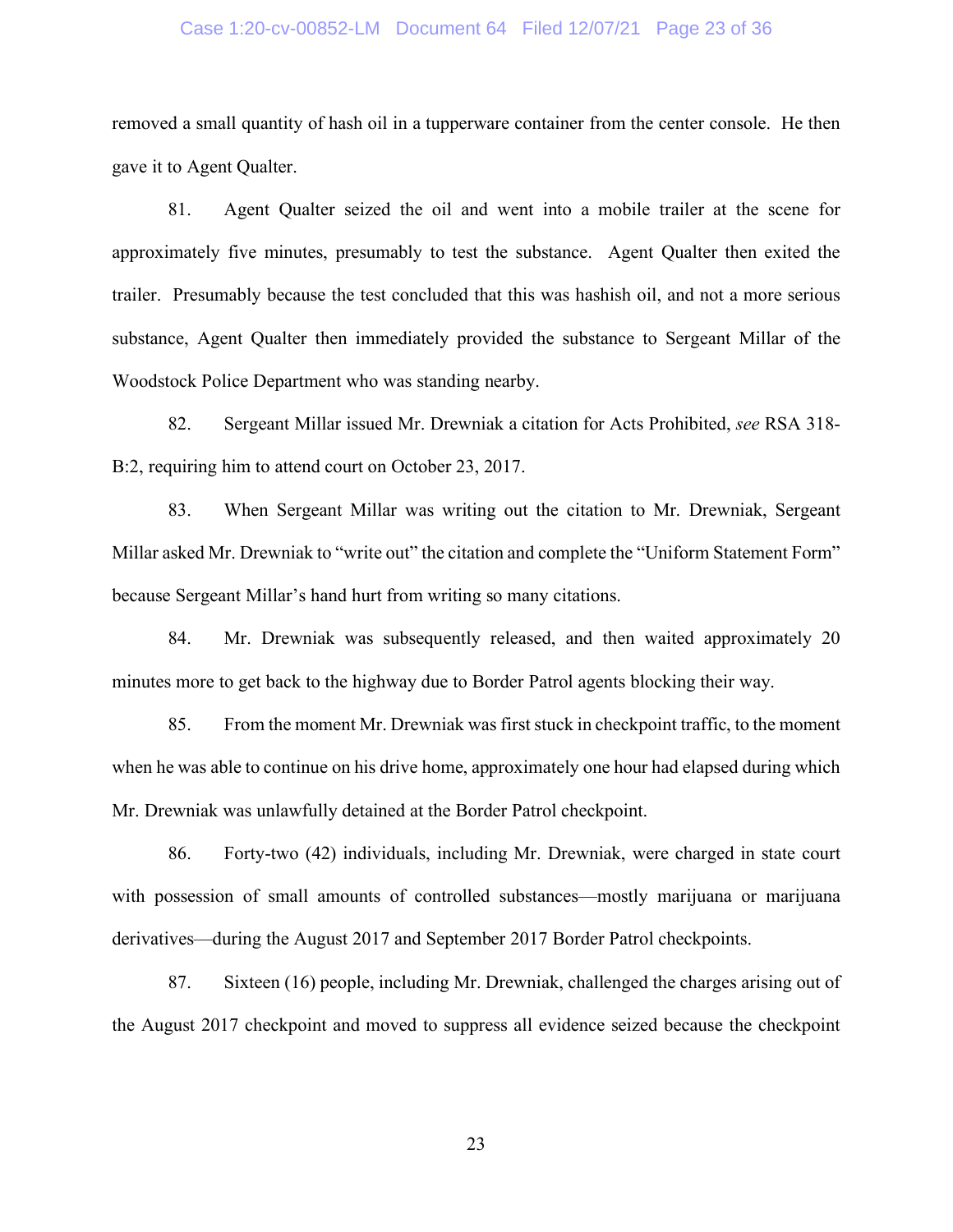removed a small quantity of hash oil in a tupperware container from the center console. He then gave it to Agent Qualter.

81. Agent Qualter seized the oil and went into a mobile trailer at the scene for approximately five minutes, presumably to test the substance. Agent Qualter then exited the trailer. Presumably because the test concluded that this was hashish oil, and not a more serious substance, Agent Qualter then immediately provided the substance to Sergeant Millar of the Woodstock Police Department who was standing nearby.

82. Sergeant Millar issued Mr. Drewniak a citation for Acts Prohibited, *see* RSA 318-B:2, requiring him to attend court on October 23, 2017.

83. When Sergeant Millar was writing out the citation to Mr. Drewniak, Sergeant Millar asked Mr. Drewniak to "write out" the citation and complete the "Uniform Statement Form" because Sergeant Millar's hand hurt from writing so many citations.

84. Mr. Drewniak was subsequently released, and then waited approximately 20 minutes more to get back to the highway due to Border Patrol agents blocking their way.

85. From the moment Mr. Drewniak was first stuck in checkpoint traffic, to the moment when he was able to continue on his drive home, approximately one hour had elapsed during which Mr. Drewniak was unlawfully detained at the Border Patrol checkpoint.

86. Forty-two (42) individuals, including Mr. Drewniak, were charged in state court with possession of small amounts of controlled substances—mostly marijuana or marijuana derivatives—during the August 2017 and September 2017 Border Patrol checkpoints.

87. Sixteen (16) people, including Mr. Drewniak, challenged the charges arising out of the August 2017 checkpoint and moved to suppress all evidence seized because the checkpoint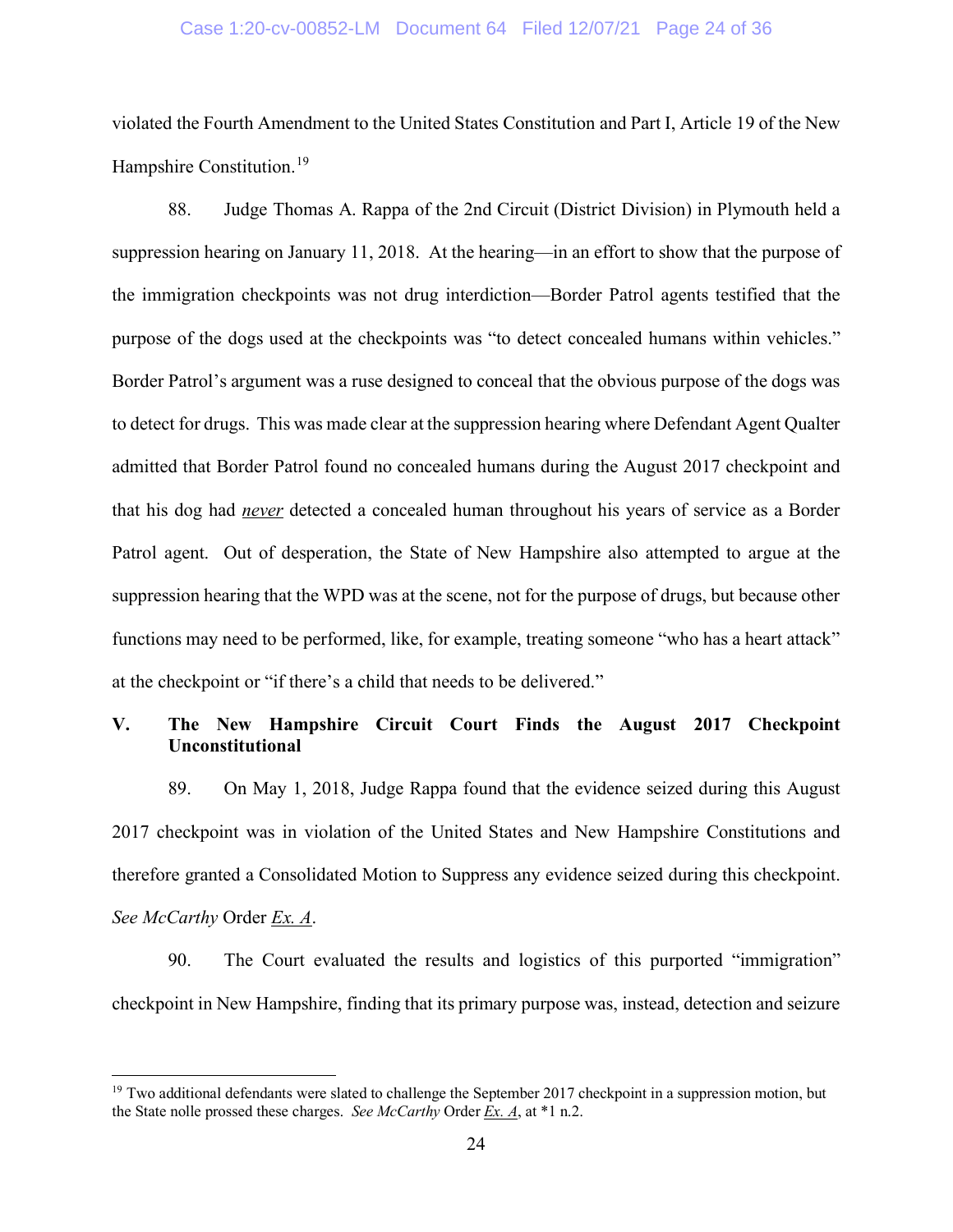violated the Fourth Amendment to the United States Constitution and Part I, Article 19 of the New Hampshire Constitution.[19]

88. Judge Thomas A. Rappa of the 2nd Circuit (District Division) in Plymouth held a suppression hearing on January 11, 2018. At the hearing—in an effort to show that the purpose of the immigration checkpoints was not drug interdiction—Border Patrol agents testified that the purpose of the dogs used at the checkpoints was "to detect concealed humans within vehicles." Border Patrol's argument was a ruse designed to conceal that the obvious purpose of the dogs was to detect for drugs. This was made clear at the suppression hearing where Defendant Agent Qualter admitted that Border Patrol found no concealed humans during the August 2017 checkpoint and that his dog had ***never*** detected a concealed human throughout his years of service as a Border Patrol agent. Out of desperation, the State of New Hampshire also attempted to argue at the suppression hearing that the WPD was at the scene, not for the purpose of drugs, but because other functions may need to be performed, like, for example, treating someone "who has a heart attack" at the checkpoint or "if there's a child that needs to be delivered."

## V. The New Hampshire Circuit Court Finds the August 2017 Checkpoint Unconstitutional

89. On May 1, 2018, Judge Rappa found that the evidence seized during this August 2017 checkpoint was in violation of the United States and New Hampshire Constitutions and therefore granted a Consolidated Motion to Suppress any evidence seized during this checkpoint. *See McCarthy* Order Ex. A.

90. The Court evaluated the results and logistics of this purported "immigration" checkpoint in New Hampshire, finding that its primary purpose was, instead, detection and seizure

---

[19] Two additional defendants were slated to challenge the September 2017 checkpoint in a suppression motion, but the State nolle prossed these charges. *See McCarthy* Order Ex. A, at *1 n.2.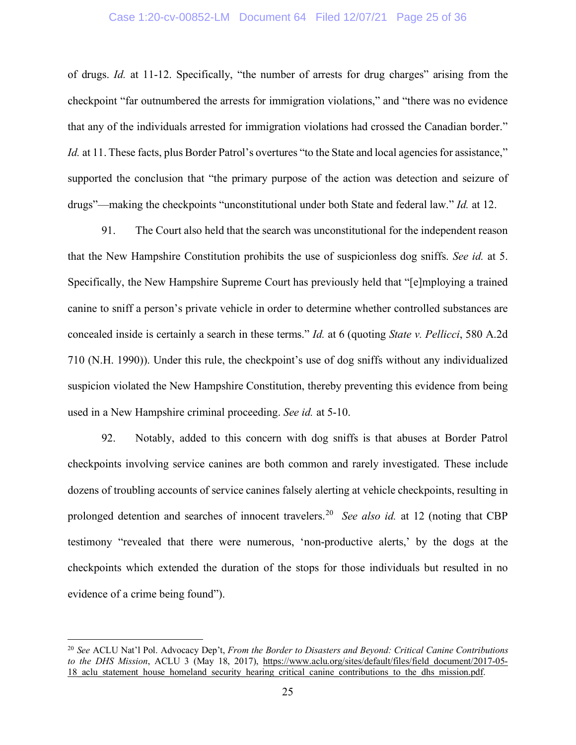of drugs. *Id.* at 11-12. Specifically, "the number of arrests for drug charges" arising from the checkpoint "far outnumbered the arrests for immigration violations," and "there was no evidence that any of the individuals arrested for immigration violations had crossed the Canadian border." *Id.* at 11. These facts, plus Border Patrol's overtures "to the State and local agencies for assistance," supported the conclusion that "the primary purpose of the action was detection and seizure of drugs"—making the checkpoints "unconstitutional under both State and federal law." *Id.* at 12.

91. The Court also held that the search was unconstitutional for the independent reason that the New Hampshire Constitution prohibits the use of suspicionless dog sniffs. *See id.* at 5. Specifically, the New Hampshire Supreme Court has previously held that "[e]mploying a trained canine to sniff a person's private vehicle in order to determine whether controlled substances are concealed inside is certainly a search in these terms." *Id.* at 6 (quoting *State v. Pellicci*, 580 A.2d 710 (N.H. 1990)). Under this rule, the checkpoint's use of dog sniffs without any individualized suspicion violated the New Hampshire Constitution, thereby preventing this evidence from being used in a New Hampshire criminal proceeding. *See id.* at 5-10.

92. Notably, added to this concern with dog sniffs is that abuses at Border Patrol checkpoints involving service canines are both common and rarely investigated. These include dozens of troubling accounts of service canines falsely alerting at vehicle checkpoints, resulting in prolonged detention and searches of innocent travelers.[20] *See also id.* at 12 (noting that CBP testimony "revealed that there were numerous, 'non-productive alerts,' by the dogs at the checkpoints which extended the duration of the stops for those individuals but resulted in no evidence of a crime being found").

---

[20] *See* ACLU Nat'l Pol. Advocacy Dep't, *From the Border to Disasters and Beyond: Critical Canine Contributions to the DHS Mission*, ACLU 3 (May 18, 2017), https://www.aclu.org/sites/default/files/field_document/2017-05-18_aclu_statement_house_homeland_security_hearing_critical_canine_contributions_to_the_dhs_mission.pdf.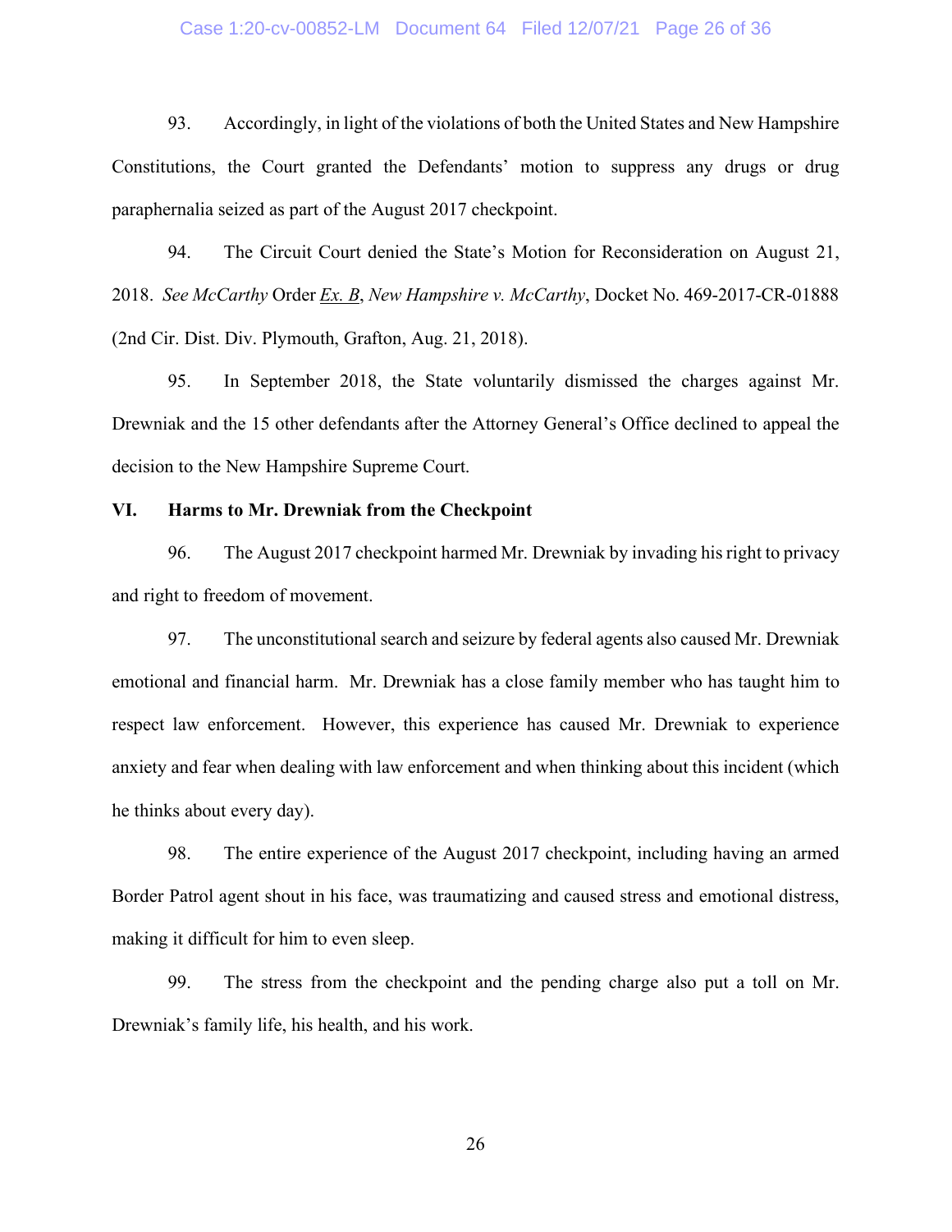93. Accordingly, in light of the violations of both the United States and New Hampshire Constitutions, the Court granted the Defendants' motion to suppress any drugs or drug paraphernalia seized as part of the August 2017 checkpoint.

94. The Circuit Court denied the State's Motion for Reconsideration on August 21, 2018. *See McCarthy* Order *Ex. B*, *New Hampshire v. McCarthy*, Docket No. 469-2017-CR-01888 (2nd Cir. Dist. Div. Plymouth, Grafton, Aug. 21, 2018).

95. In September 2018, the State voluntarily dismissed the charges against Mr. Drewniak and the 15 other defendants after the Attorney General's Office declined to appeal the decision to the New Hampshire Supreme Court.

## VI. Harms to Mr. Drewniak from the Checkpoint

96. The August 2017 checkpoint harmed Mr. Drewniak by invading his right to privacy and right to freedom of movement.

97. The unconstitutional search and seizure by federal agents also caused Mr. Drewniak emotional and financial harm. Mr. Drewniak has a close family member who has taught him to respect law enforcement. However, this experience has caused Mr. Drewniak to experience anxiety and fear when dealing with law enforcement and when thinking about this incident (which he thinks about every day).

98. The entire experience of the August 2017 checkpoint, including having an armed Border Patrol agent shout in his face, was traumatizing and caused stress and emotional distress, making it difficult for him to even sleep.

99. The stress from the checkpoint and the pending charge also put a toll on Mr. Drewniak's family life, his health, and his work.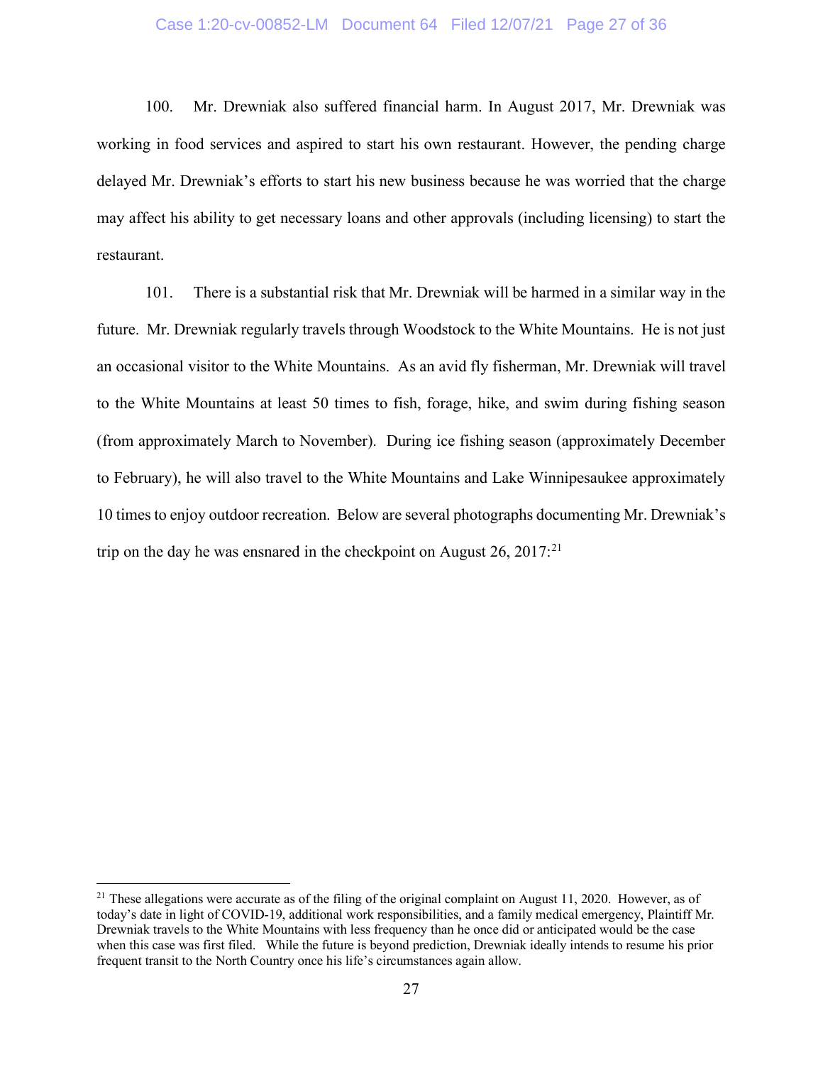100. Mr. Drewniak also suffered financial harm. In August 2017, Mr. Drewniak was working in food services and aspired to start his own restaurant. However, the pending charge delayed Mr. Drewniak's efforts to start his new business because he was worried that the charge may affect his ability to get necessary loans and other approvals (including licensing) to start the restaurant.

101. There is a substantial risk that Mr. Drewniak will be harmed in a similar way in the future. Mr. Drewniak regularly travels through Woodstock to the White Mountains. He is not just an occasional visitor to the White Mountains. As an avid fly fisherman, Mr. Drewniak will travel to the White Mountains at least 50 times to fish, forage, hike, and swim during fishing season (from approximately March to November). During ice fishing season (approximately December to February), he will also travel to the White Mountains and Lake Winnipesaukee approximately 10 times to enjoy outdoor recreation. Below are several photographs documenting Mr. Drewniak's trip on the day he was ensnared in the checkpoint on August 26, 2017:[21]

[21] These allegations were accurate as of the filing of the original complaint on August 11, 2020. However, as of today's date in light of COVID-19, additional work responsibilities, and a family medical emergency, Plaintiff Mr. Drewniak travels to the White Mountains with less frequency than he once did or anticipated would be the case when this case was first filed. While the future is beyond prediction, Drewniak ideally intends to resume his prior frequent transit to the North Country once his life's circumstances again allow.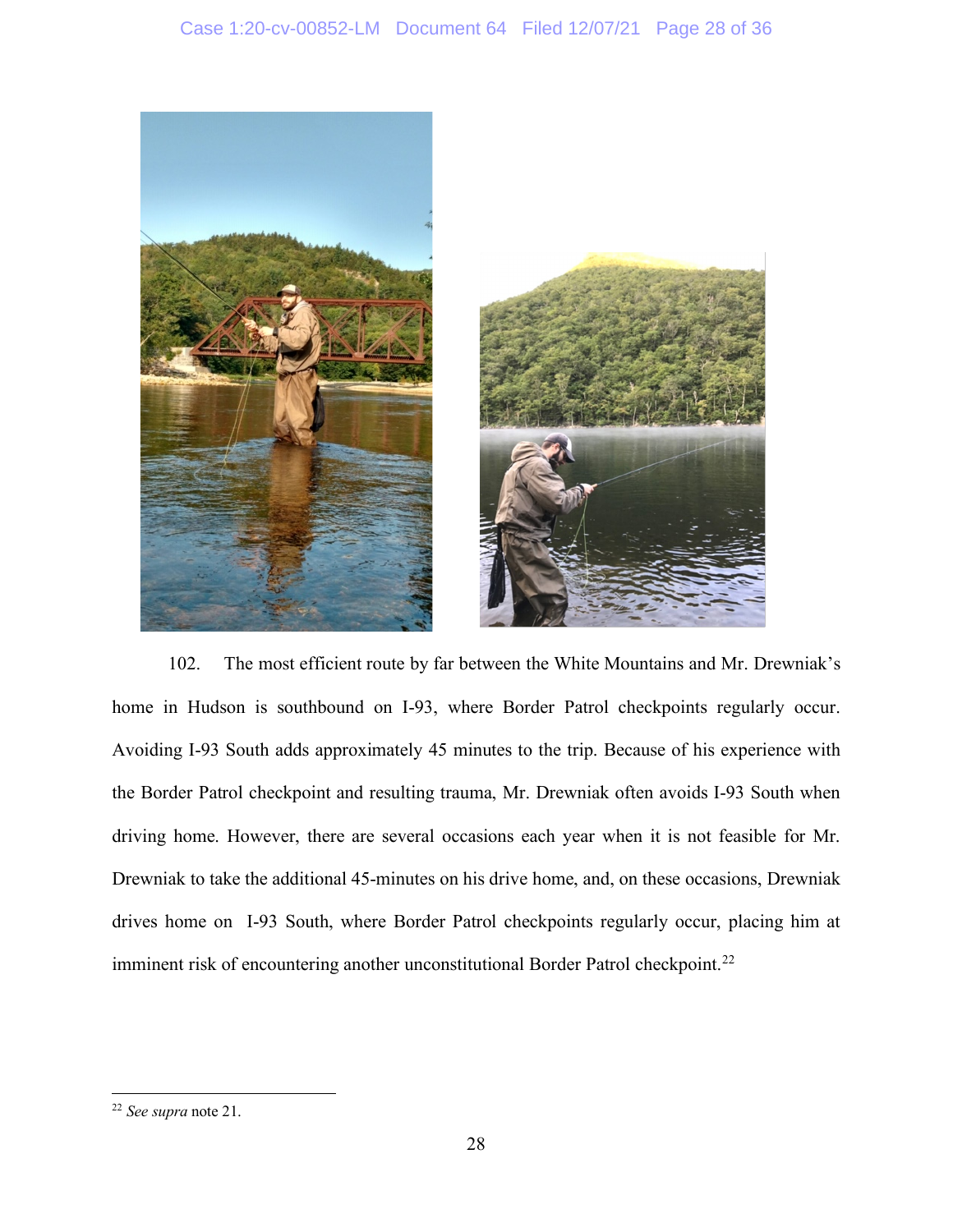102. The most efficient route by far between the White Mountains and Mr. Drewniak's home in Hudson is southbound on I-93, where Border Patrol checkpoints regularly occur. Avoiding I-93 South adds approximately 45 minutes to the trip. Because of his experience with the Border Patrol checkpoint and resulting trauma, Mr. Drewniak often avoids I-93 South when driving home. However, there are several occasions each year when it is not feasible for Mr. Drewniak to take the additional 45-minutes on his drive home, and, on these occasions, Drewniak drives home on I-93 South, where Border Patrol checkpoints regularly occur, placing him at imminent risk of encountering another unconstitutional Border Patrol checkpoint.[22]

---

[22] *See supra* note 21.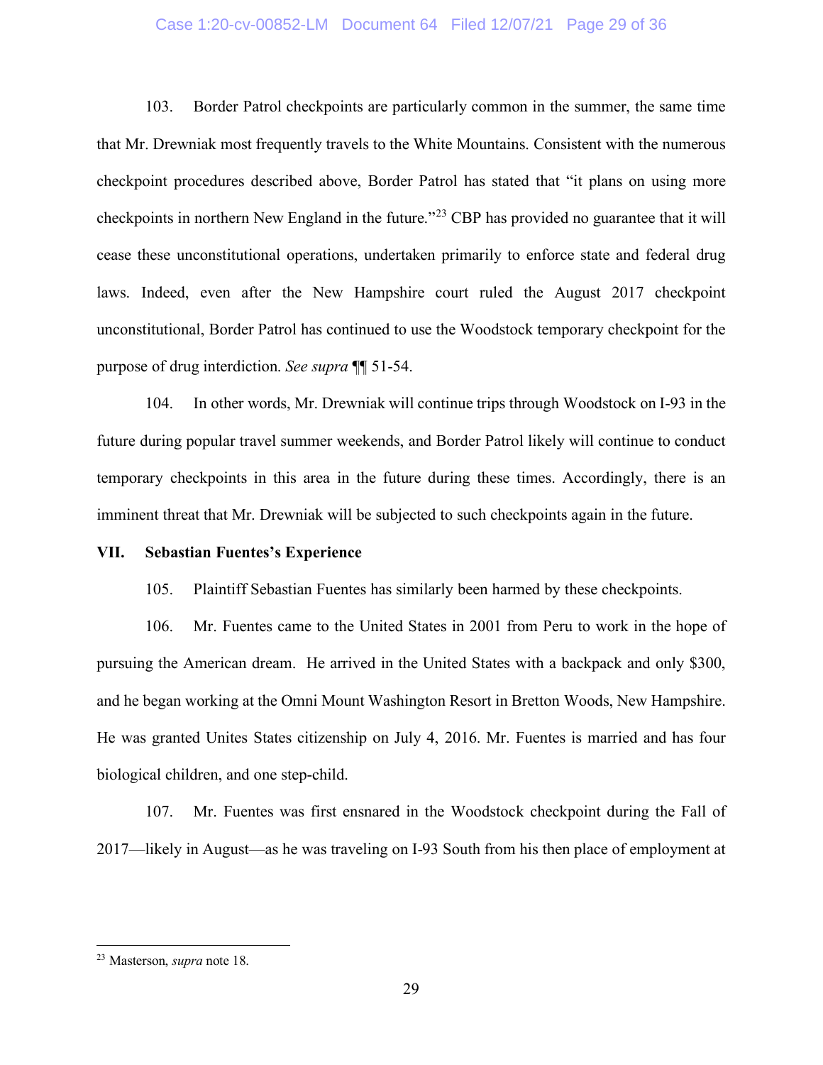103. Border Patrol checkpoints are particularly common in the summer, the same time that Mr. Drewniak most frequently travels to the White Mountains. Consistent with the numerous checkpoint procedures described above, Border Patrol has stated that "it plans on using more checkpoints in northern New England in the future."[23] CBP has provided no guarantee that it will cease these unconstitutional operations, undertaken primarily to enforce state and federal drug laws. Indeed, even after the New Hampshire court ruled the August 2017 checkpoint unconstitutional, Border Patrol has continued to use the Woodstock temporary checkpoint for the purpose of drug interdiction. *See supra* ¶¶ 51-54.

104. In other words, Mr. Drewniak will continue trips through Woodstock on I-93 in the future during popular travel summer weekends, and Border Patrol likely will continue to conduct temporary checkpoints in this area in the future during these times. Accordingly, there is an imminent threat that Mr. Drewniak will be subjected to such checkpoints again in the future.

## VII. Sebastian Fuentes's Experience

105. Plaintiff Sebastian Fuentes has similarly been harmed by these checkpoints.

106. Mr. Fuentes came to the United States in 2001 from Peru to work in the hope of pursuing the American dream. He arrived in the United States with a backpack and only $300, and he began working at the Omni Mount Washington Resort in Bretton Woods, New Hampshire. He was granted Unites States citizenship on July 4, 2016. Mr. Fuentes is married and has four biological children, and one step-child.

107. Mr. Fuentes was first ensnared in the Woodstock checkpoint during the Fall of 2017—likely in August—as he was traveling on I-93 South from his then place of employment at

---

[23] Masterson, *supra* note 18.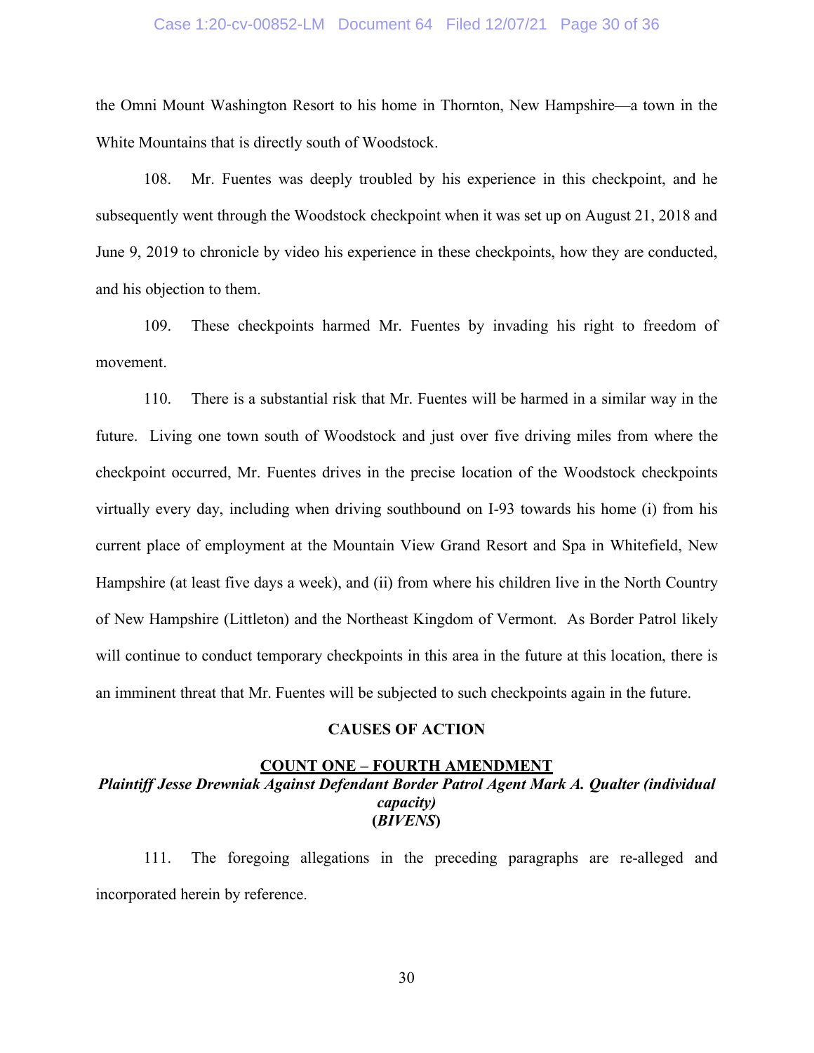the Omni Mount Washington Resort to his home in Thornton, New Hampshire—a town in the White Mountains that is directly south of Woodstock.

108. Mr. Fuentes was deeply troubled by his experience in this checkpoint, and he subsequently went through the Woodstock checkpoint when it was set up on August 21, 2018 and June 9, 2019 to chronicle by video his experience in these checkpoints, how they are conducted, and his objection to them.

109. These checkpoints harmed Mr. Fuentes by invading his right to freedom of movement.

110. There is a substantial risk that Mr. Fuentes will be harmed in a similar way in the future. Living one town south of Woodstock and just over five driving miles from where the checkpoint occurred, Mr. Fuentes drives in the precise location of the Woodstock checkpoints virtually every day, including when driving southbound on I-93 towards his home (i) from his current place of employment at the Mountain View Grand Resort and Spa in Whitefield, New Hampshire (at least five days a week), and (ii) from where his children live in the North Country of New Hampshire (Littleton) and the Northeast Kingdom of Vermont. As Border Patrol likely will continue to conduct temporary checkpoints in this area in the future at this location, there is an imminent threat that Mr. Fuentes will be subjected to such checkpoints again in the future.

## CAUSES OF ACTION

### COUNT ONE – FOURTH AMENDMENT

***Plaintiff Jesse Drewniak Against Defendant Border Patrol Agent Mark A. Qualter (individual capacity)***

**(*BIVENS*)**

111. The foregoing allegations in the preceding paragraphs are re-alleged and incorporated herein by reference.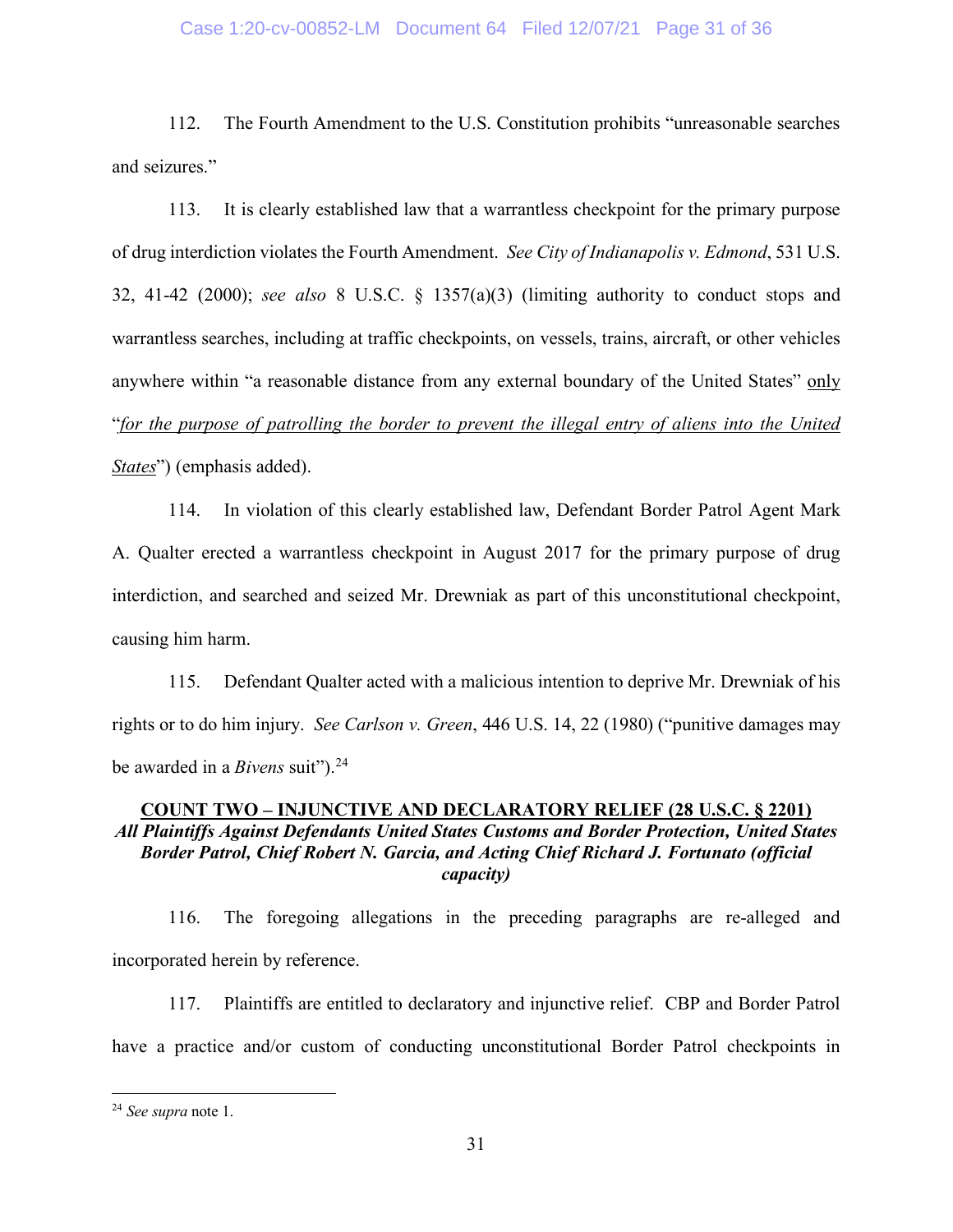112. The Fourth Amendment to the U.S. Constitution prohibits "unreasonable searches and seizures."

113. It is clearly established law that a warrantless checkpoint for the primary purpose of drug interdiction violates the Fourth Amendment. *See City of Indianapolis v. Edmond*, 531 U.S. 32, 41-42 (2000); *see also* 8 U.S.C. § 1357(a)(3) (limiting authority to conduct stops and warrantless searches, including at traffic checkpoints, on vessels, trains, aircraft, or other vehicles anywhere within "a reasonable distance from any external boundary of the United States" <u>only</u> "<u>*for the purpose of patrolling the border to prevent the illegal entry of aliens into the United States*</u>") (emphasis added).

114. In violation of this clearly established law, Defendant Border Patrol Agent Mark A. Qualter erected a warrantless checkpoint in August 2017 for the primary purpose of drug interdiction, and searched and seized Mr. Drewniak as part of this unconstitutional checkpoint, causing him harm.

115. Defendant Qualter acted with a malicious intention to deprive Mr. Drewniak of his rights or to do him injury. *See Carlson v. Green*, 446 U.S. 14, 22 (1980) ("punitive damages may be awarded in a *Bivens* suit").[24]

**<u>COUNT TWO – INJUNCTIVE AND DECLARATORY RELIEF (28 U.S.C. § 2201)</u>**
***All Plaintiffs Against Defendants United States Customs and Border Protection, United States Border Patrol, Chief Robert N. Garcia, and Acting Chief Richard J. Fortunato (official capacity)***

116. The foregoing allegations in the preceding paragraphs are re-alleged and incorporated herein by reference.

117. Plaintiffs are entitled to declaratory and injunctive relief. CBP and Border Patrol have a practice and/or custom of conducting unconstitutional Border Patrol checkpoints in

---

[24] *See supra* note 1.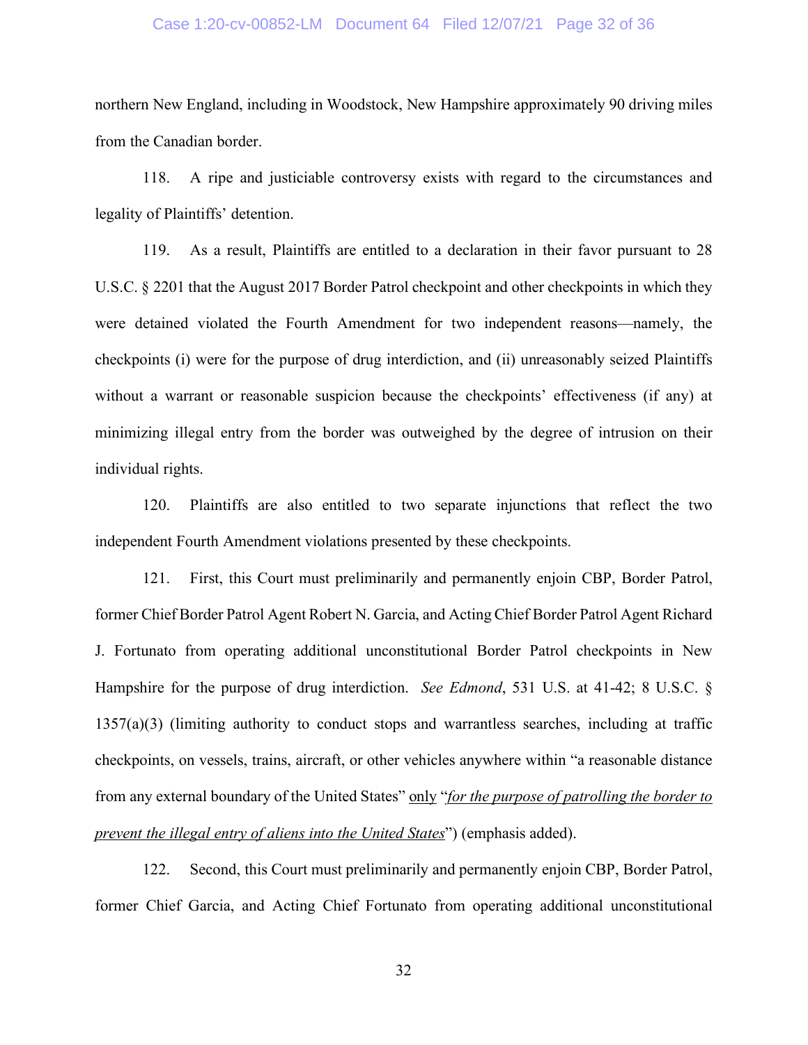northern New England, including in Woodstock, New Hampshire approximately 90 driving miles from the Canadian border.

118. A ripe and justiciable controversy exists with regard to the circumstances and legality of Plaintiffs' detention.

119. As a result, Plaintiffs are entitled to a declaration in their favor pursuant to 28 U.S.C. § 2201 that the August 2017 Border Patrol checkpoint and other checkpoints in which they were detained violated the Fourth Amendment for two independent reasons—namely, the checkpoints (i) were for the purpose of drug interdiction, and (ii) unreasonably seized Plaintiffs without a warrant or reasonable suspicion because the checkpoints' effectiveness (if any) at minimizing illegal entry from the border was outweighed by the degree of intrusion on their individual rights.

120. Plaintiffs are also entitled to two separate injunctions that reflect the two independent Fourth Amendment violations presented by these checkpoints.

121. First, this Court must preliminarily and permanently enjoin CBP, Border Patrol, former Chief Border Patrol Agent Robert N. Garcia, and Acting Chief Border Patrol Agent Richard J. Fortunato from operating additional unconstitutional Border Patrol checkpoints in New Hampshire for the purpose of drug interdiction. *See Edmond*, 531 U.S. at 41-42; 8 U.S.C. § 1357(a)(3) (limiting authority to conduct stops and warrantless searches, including at traffic checkpoints, on vessels, trains, aircraft, or other vehicles anywhere within "a reasonable distance from any external boundary of the United States" <u>only</u> "<u>*for the purpose of patrolling the border to prevent the illegal entry of aliens into the United States*</u>") (emphasis added).

122. Second, this Court must preliminarily and permanently enjoin CBP, Border Patrol, former Chief Garcia, and Acting Chief Fortunato from operating additional unconstitutional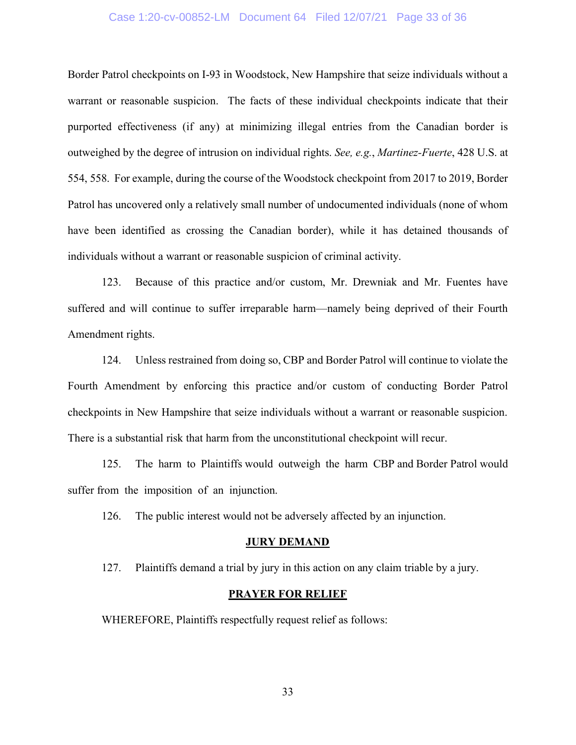Border Patrol checkpoints on I-93 in Woodstock, New Hampshire that seize individuals without a warrant or reasonable suspicion. The facts of these individual checkpoints indicate that their purported effectiveness (if any) at minimizing illegal entries from the Canadian border is outweighed by the degree of intrusion on individual rights. *See, e.g.*, *Martinez-Fuerte*, 428 U.S. at 554, 558. For example, during the course of the Woodstock checkpoint from 2017 to 2019, Border Patrol has uncovered only a relatively small number of undocumented individuals (none of whom have been identified as crossing the Canadian border), while it has detained thousands of individuals without a warrant or reasonable suspicion of criminal activity.

123. Because of this practice and/or custom, Mr. Drewniak and Mr. Fuentes have suffered and will continue to suffer irreparable harm—namely being deprived of their Fourth Amendment rights.

124. Unless restrained from doing so, CBP and Border Patrol will continue to violate the Fourth Amendment by enforcing this practice and/or custom of conducting Border Patrol checkpoints in New Hampshire that seize individuals without a warrant or reasonable suspicion. There is a substantial risk that harm from the unconstitutional checkpoint will recur.

125. The harm to Plaintiffs would outweigh the harm CBP and Border Patrol would suffer from the imposition of an injunction.

126. The public interest would not be adversely affected by an injunction.

## JURY DEMAND

127. Plaintiffs demand a trial by jury in this action on any claim triable by a jury.

## PRAYER FOR RELIEF

WHEREFORE, Plaintiffs respectfully request relief as follows: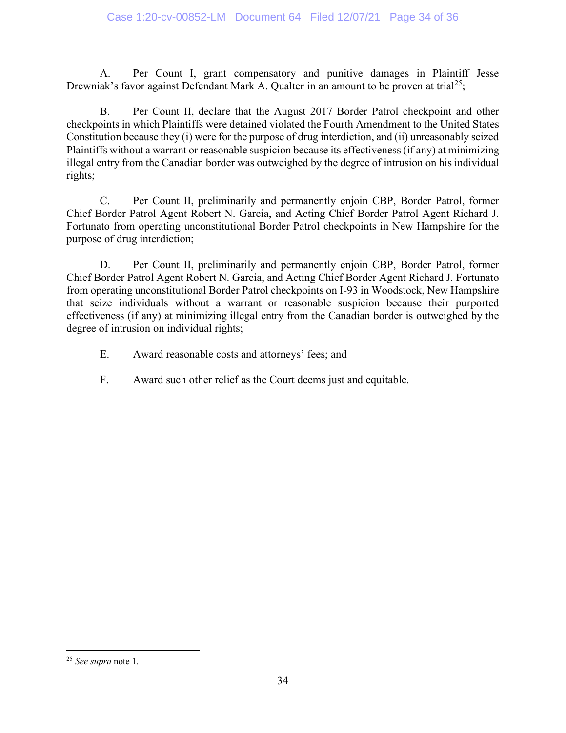A. Per Count I, grant compensatory and punitive damages in Plaintiff Jesse Drewniak's favor against Defendant Mark A. Qualter in an amount to be proven at trial[25];

B. Per Count II, declare that the August 2017 Border Patrol checkpoint and other checkpoints in which Plaintiffs were detained violated the Fourth Amendment to the United States Constitution because they (i) were for the purpose of drug interdiction, and (ii) unreasonably seized Plaintiffs without a warrant or reasonable suspicion because its effectiveness (if any) at minimizing illegal entry from the Canadian border was outweighed by the degree of intrusion on his individual rights;

C. Per Count II, preliminarily and permanently enjoin CBP, Border Patrol, former Chief Border Patrol Agent Robert N. Garcia, and Acting Chief Border Patrol Agent Richard J. Fortunato from operating unconstitutional Border Patrol checkpoints in New Hampshire for the purpose of drug interdiction;

D. Per Count II, preliminarily and permanently enjoin CBP, Border Patrol, former Chief Border Patrol Agent Robert N. Garcia, and Acting Chief Border Agent Richard J. Fortunato from operating unconstitutional Border Patrol checkpoints on I-93 in Woodstock, New Hampshire that seize individuals without a warrant or reasonable suspicion because their purported effectiveness (if any) at minimizing illegal entry from the Canadian border is outweighed by the degree of intrusion on individual rights;

E. Award reasonable costs and attorneys' fees; and

F. Award such other relief as the Court deems just and equitable.

---

[25] *See supra* note 1.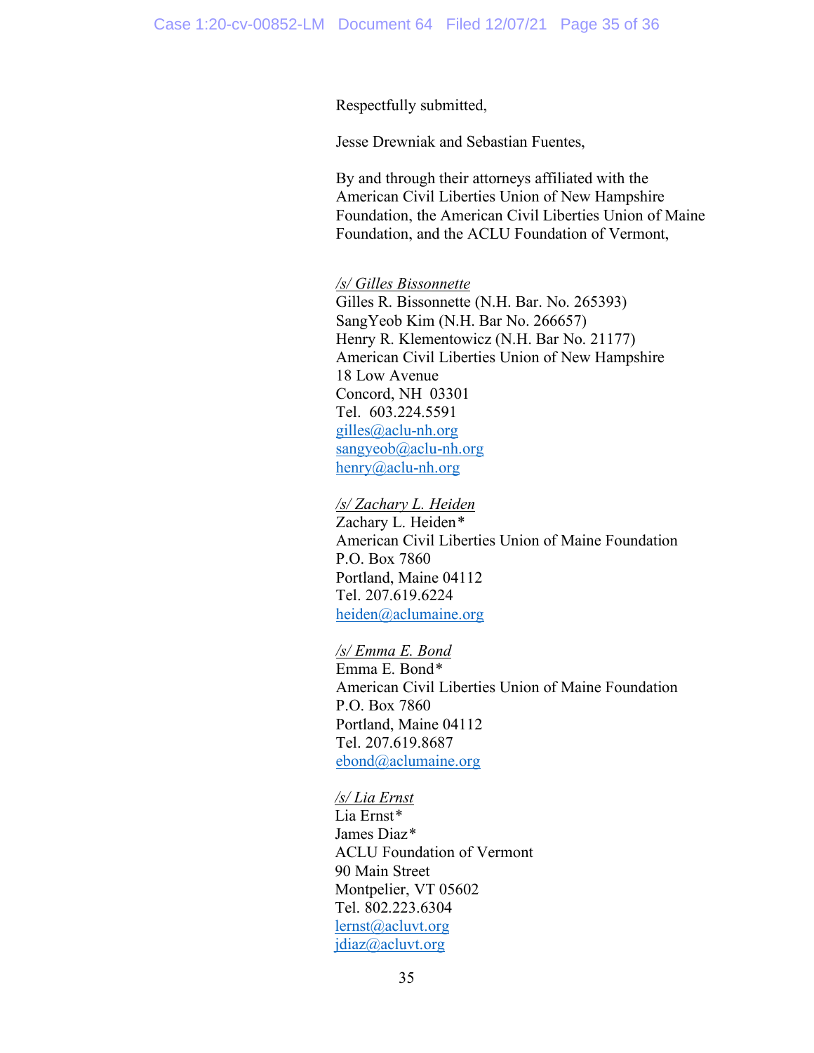Respectfully submitted,

Jesse Drewniak and Sebastian Fuentes,

By and through their attorneys affiliated with the American Civil Liberties Union of New Hampshire Foundation, the American Civil Liberties Union of Maine Foundation, and the ACLU Foundation of Vermont,

*/s/ Gilles Bissonnette*
Gilles R. Bissonnette (N.H. Bar. No. 265393)
SangYeob Kim (N.H. Bar No. 266657)
Henry R. Klementowicz (N.H. Bar No. 21177)
American Civil Liberties Union of New Hampshire
18 Low Avenue
Concord, NH 03301
Tel. 603.224.5591
gilles@aclu-nh.org
sangyeob@aclu-nh.org
henry@aclu-nh.org

*/s/ Zachary L. Heiden*
Zachary L. Heiden*
American Civil Liberties Union of Maine Foundation
P.O. Box 7860
Portland, Maine 04112
Tel. 207.619.6224
heiden@aclumaine.org

*/s/ Emma E. Bond*
Emma E. Bond*
American Civil Liberties Union of Maine Foundation
P.O. Box 7860
Portland, Maine 04112
Tel. 207.619.8687
ebond@aclumaine.org

*/s/ Lia Ernst*
Lia Ernst*
James Diaz*
ACLU Foundation of Vermont
90 Main Street
Montpelier, VT 05602
Tel. 802.223.6304
lernst@acluvt.org
jdiaz@acluvt.org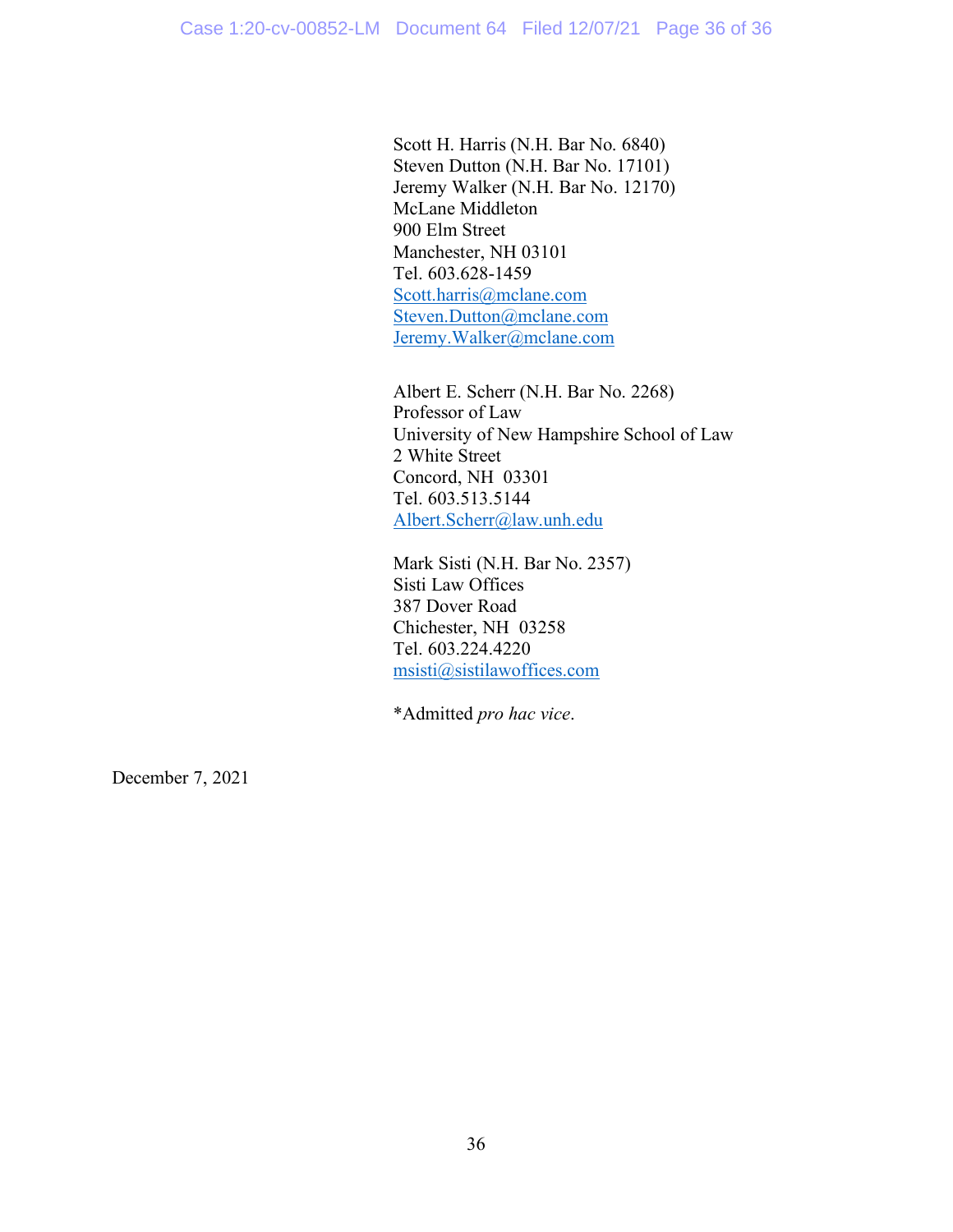Scott H. Harris (N.H. Bar No. 6840)
Steven Dutton (N.H. Bar No. 17101)
Jeremy Walker (N.H. Bar No. 12170)
McLane Middleton
900 Elm Street
Manchester, NH 03101
Tel. 603.628-1459
Scott.harris@mclane.com
Steven.Dutton@mclane.com
Jeremy.Walker@mclane.com

Albert E. Scherr (N.H. Bar No. 2268)
Professor of Law
University of New Hampshire School of Law
2 White Street
Concord, NH 03301
Tel. 603.513.5144
Albert.Scherr@law.unh.edu

Mark Sisti (N.H. Bar No. 2357)
Sisti Law Offices
387 Dover Road
Chichester, NH 03258
Tel. 603.224.4220
msisti@sistilawoffices.com

*Admitted *pro hac vice*.

December 7, 2021